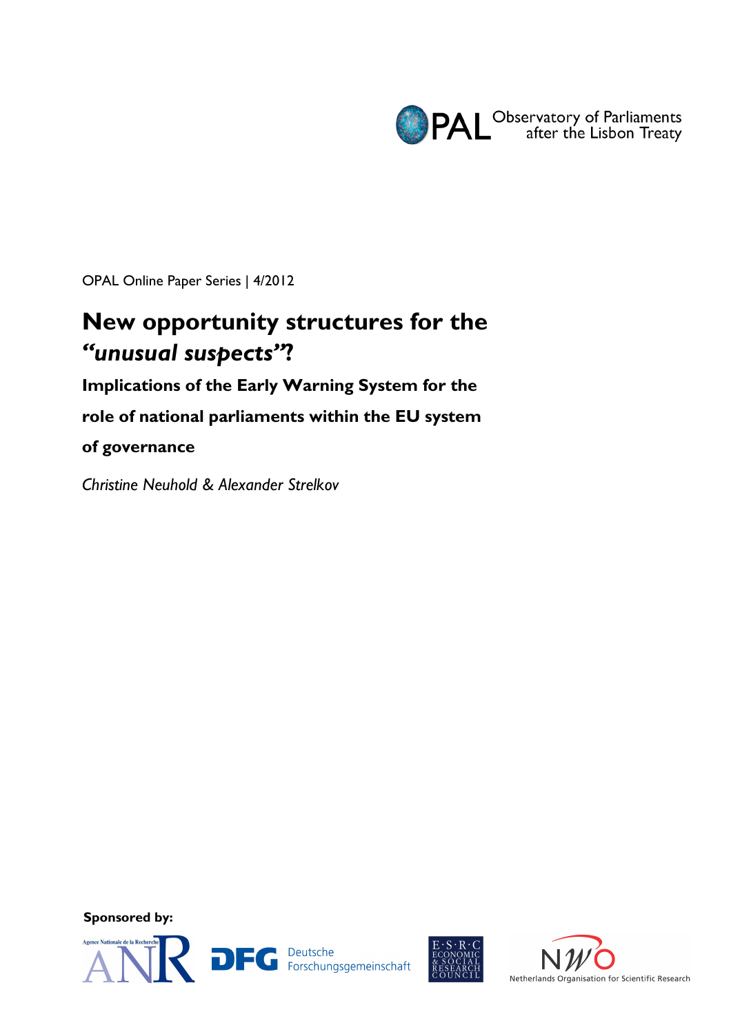OPAL Observatory of Parliaments after the Lisbon Treaty

OPAL Online Paper Series | 4/2012

# New opportunity structures for the *"unusual suspects"*?

## Implications of the Early Warning System for the role of national parliaments within the EU system of governance

*Christine Neuhold & Alexander Strelkov*

**Sponsored by:**

Agence Nationale de la Recherche ANR

DFG Deutsche Forschungsgemeinschaft

E·S·R·C Economic & Social Research Council

NWO Netherlands Organisation for Scientific Research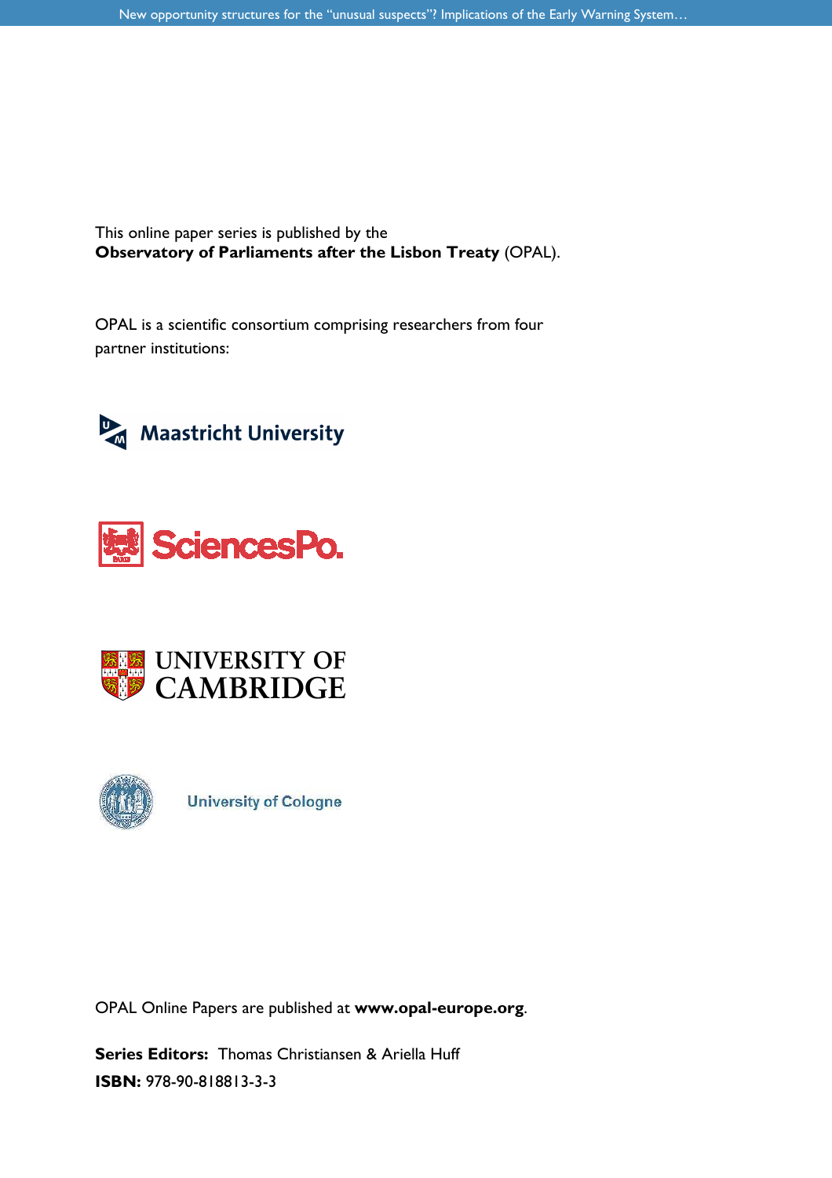This online paper series is published by the
**Observatory of Parliaments after the Lisbon Treaty** (OPAL).

OPAL is a scientific consortium comprising researchers from four partner institutions:

Maastricht University

SciencesPo.

UNIVERSITY OF CAMBRIDGE

University of Cologne

OPAL Online Papers are published at **www.opal-europe.org**.

**Series Editors:** Thomas Christiansen & Ariella Huff
**ISBN:** 978-90-818813-3-3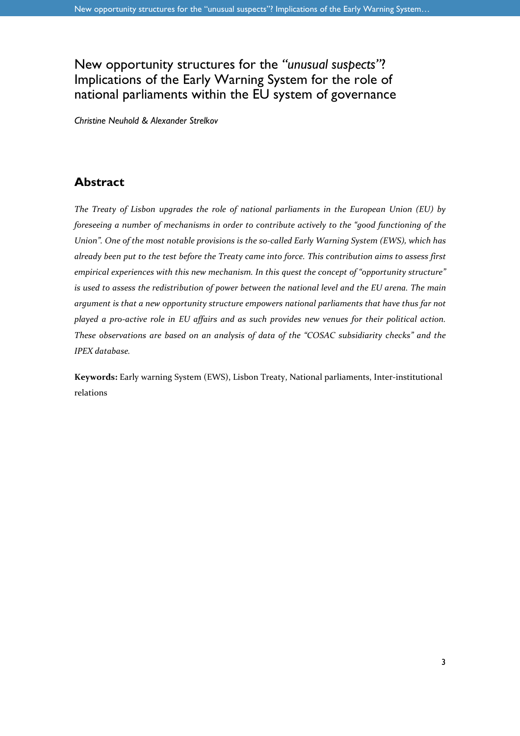# New opportunity structures for the *"unusual suspects"*? Implications of the Early Warning System for the role of national parliaments within the EU system of governance

*Christine Neuhold & Alexander Strelkov*

## Abstract

*The Treaty of Lisbon upgrades the role of national parliaments in the European Union (EU) by foreseeing a number of mechanisms in order to contribute actively to the "good functioning of the Union". One of the most notable provisions is the so-called Early Warning System (EWS), which has already been put to the test before the Treaty came into force. This contribution aims to assess first empirical experiences with this new mechanism. In this quest the concept of "opportunity structure" is used to assess the redistribution of power between the national level and the EU arena. The main argument is that a new opportunity structure empowers national parliaments that have thus far not played a pro-active role in EU affairs and as such provides new venues for their political action. These observations are based on an analysis of data of the "COSAC subsidiarity checks" and the IPEX database.*

**Keywords:** Early warning System (EWS), Lisbon Treaty, National parliaments, Inter-institutional relations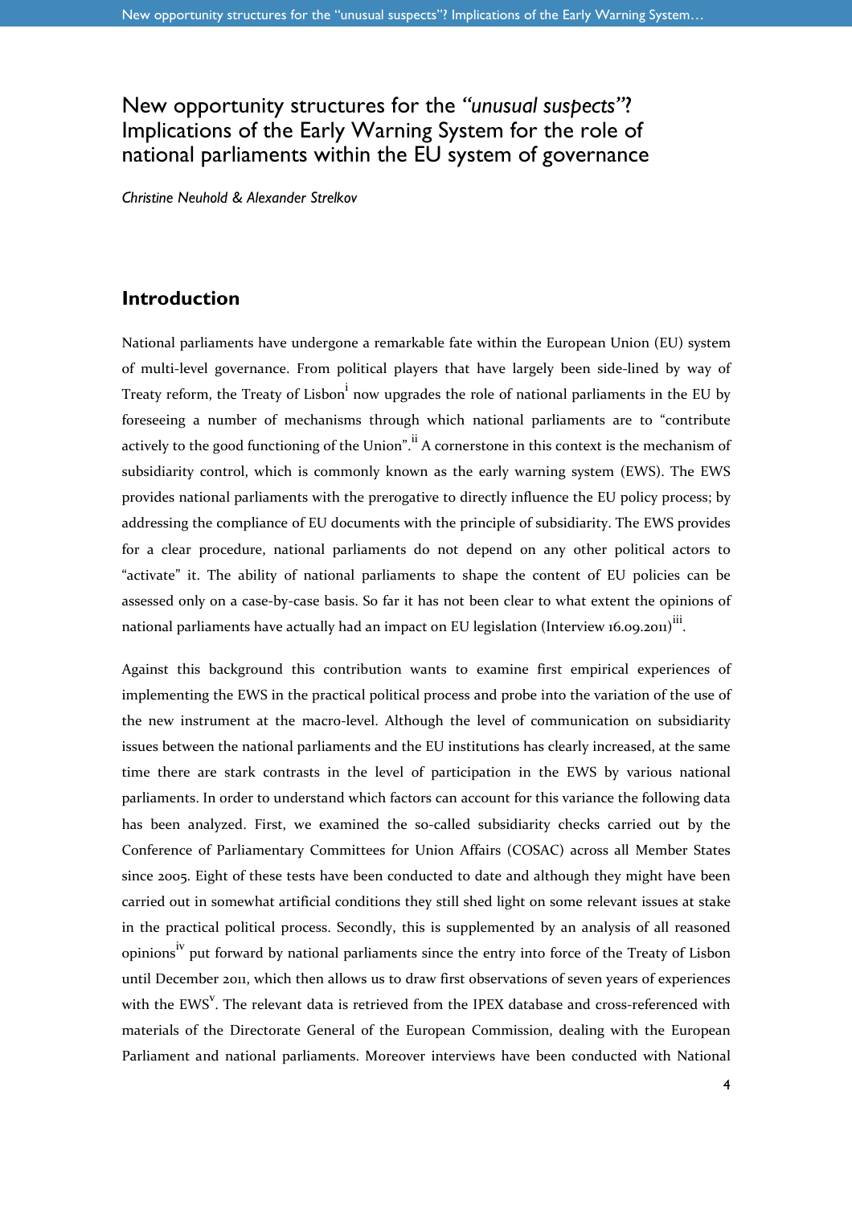# New opportunity structures for the *"unusual suspects"*? Implications of the Early Warning System for the role of national parliaments within the EU system of governance

*Christine Neuhold & Alexander Strelkov*

## Introduction

National parliaments have undergone a remarkable fate within the European Union (EU) system of multi-level governance. From political players that have largely been side-lined by way of Treaty reform, the Treaty of Lisbon[i] now upgrades the role of national parliaments in the EU by foreseeing a number of mechanisms through which national parliaments are to "contribute actively to the good functioning of the Union".[ii] A cornerstone in this context is the mechanism of subsidiarity control, which is commonly known as the early warning system (EWS). The EWS provides national parliaments with the prerogative to directly influence the EU policy process; by addressing the compliance of EU documents with the principle of subsidiarity. The EWS provides for a clear procedure, national parliaments do not depend on any other political actors to "activate" it. The ability of national parliaments to shape the content of EU policies can be assessed only on a case-by-case basis. So far it has not been clear to what extent the opinions of national parliaments have actually had an impact on EU legislation (Interview 16.09.2011)[iii].

Against this background this contribution wants to examine first empirical experiences of implementing the EWS in the practical political process and probe into the variation of the use of the new instrument at the macro-level. Although the level of communication on subsidiarity issues between the national parliaments and the EU institutions has clearly increased, at the same time there are stark contrasts in the level of participation in the EWS by various national parliaments. In order to understand which factors can account for this variance the following data has been analyzed. First, we examined the so-called subsidiarity checks carried out by the Conference of Parliamentary Committees for Union Affairs (COSAC) across all Member States since 2005. Eight of these tests have been conducted to date and although they might have been carried out in somewhat artificial conditions they still shed light on some relevant issues at stake in the practical political process. Secondly, this is supplemented by an analysis of all reasoned opinions[iv] put forward by national parliaments since the entry into force of the Treaty of Lisbon until December 2011, which then allows us to draw first observations of seven years of experiences with the EWS[v]. The relevant data is retrieved from the IPEX database and cross-referenced with materials of the Directorate General of the European Commission, dealing with the European Parliament and national parliaments. Moreover interviews have been conducted with National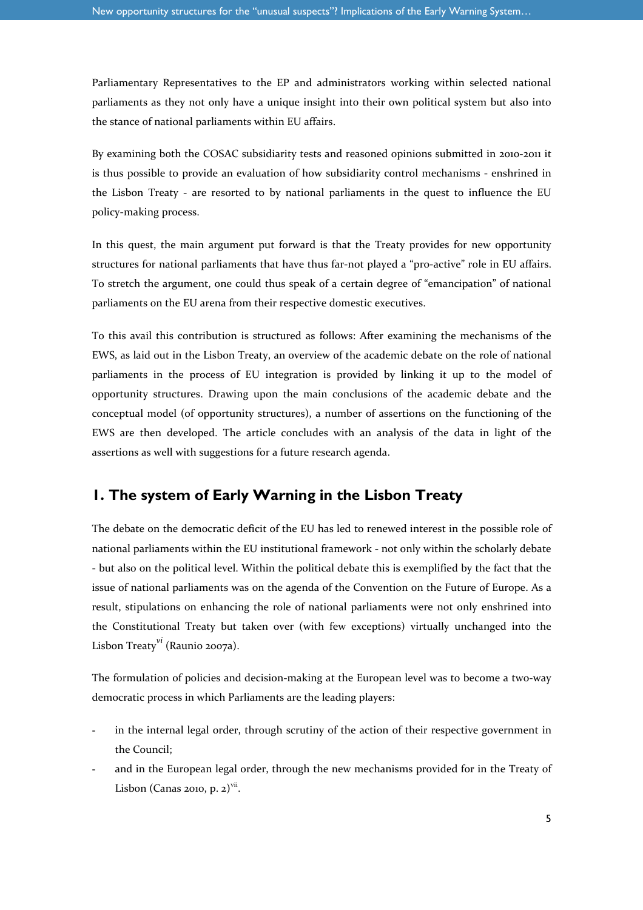Parliamentary Representatives to the EP and administrators working within selected national parliaments as they not only have a unique insight into their own political system but also into the stance of national parliaments within EU affairs.

By examining both the COSAC subsidiarity tests and reasoned opinions submitted in 2010-2011 it is thus possible to provide an evaluation of how subsidiarity control mechanisms - enshrined in the Lisbon Treaty - are resorted to by national parliaments in the quest to influence the EU policy-making process.

In this quest, the main argument put forward is that the Treaty provides for new opportunity structures for national parliaments that have thus far-not played a "pro-active" role in EU affairs. To stretch the argument, one could thus speak of a certain degree of "emancipation" of national parliaments on the EU arena from their respective domestic executives.

To this avail this contribution is structured as follows: After examining the mechanisms of the EWS, as laid out in the Lisbon Treaty, an overview of the academic debate on the role of national parliaments in the process of EU integration is provided by linking it up to the model of opportunity structures. Drawing upon the main conclusions of the academic debate and the conceptual model (of opportunity structures), a number of assertions on the functioning of the EWS are then developed. The article concludes with an analysis of the data in light of the assertions as well with suggestions for a future research agenda.

## 1. The system of Early Warning in the Lisbon Treaty

The debate on the democratic deficit of the EU has led to renewed interest in the possible role of national parliaments within the EU institutional framework - not only within the scholarly debate - but also on the political level. Within the political debate this is exemplified by the fact that the issue of national parliaments was on the agenda of the Convention on the Future of Europe. As a result, stipulations on enhancing the role of national parliaments were not only enshrined into the Constitutional Treaty but taken over (with few exceptions) virtually unchanged into the Lisbon Treaty[vi] (Raunio 2007a).

The formulation of policies and decision-making at the European level was to become a two-way democratic process in which Parliaments are the leading players:

- in the internal legal order, through scrutiny of the action of their respective government in the Council;
- and in the European legal order, through the new mechanisms provided for in the Treaty of Lisbon (Canas 2010, p. 2)[vii].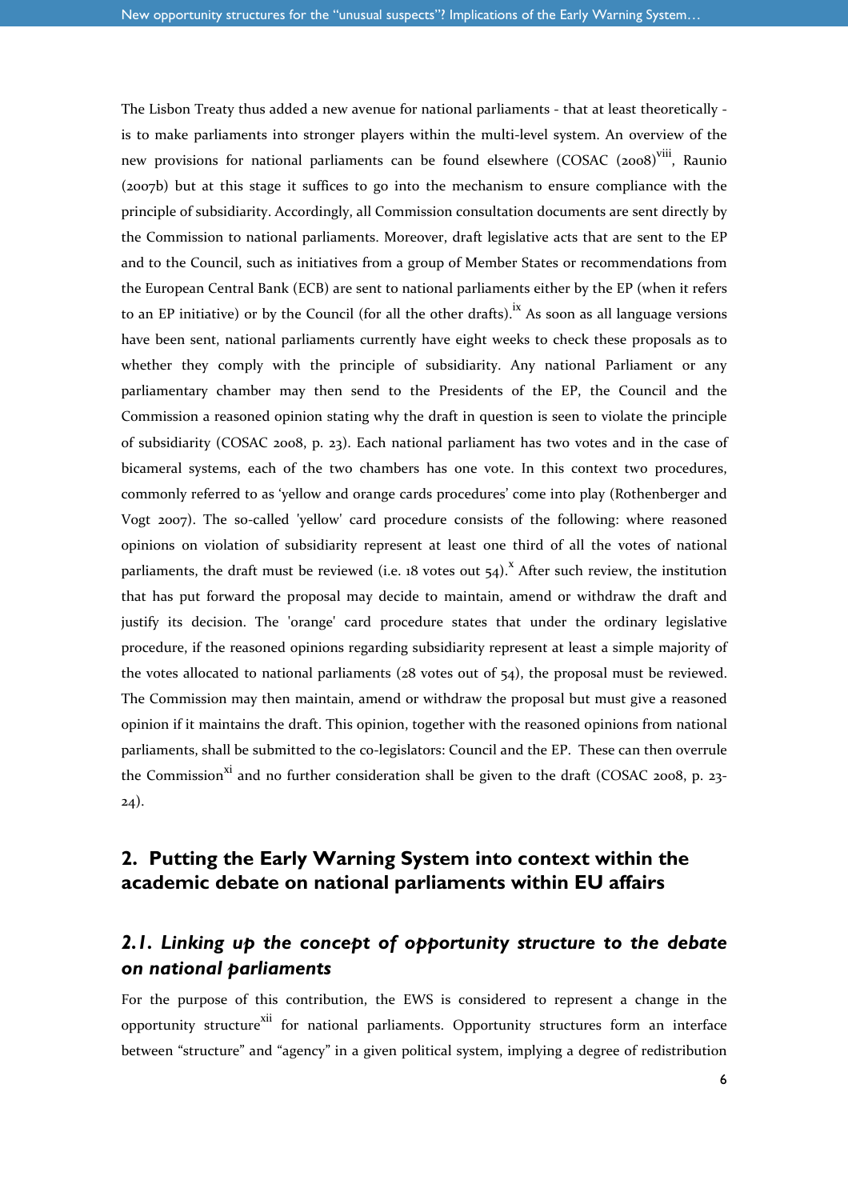The Lisbon Treaty thus added a new avenue for national parliaments - that at least theoretically - is to make parliaments into stronger players within the multi-level system. An overview of the new provisions for national parliaments can be found elsewhere (COSAC (2008)[viii], Raunio (2007b) but at this stage it suffices to go into the mechanism to ensure compliance with the principle of subsidiarity. Accordingly, all Commission consultation documents are sent directly by the Commission to national parliaments. Moreover, draft legislative acts that are sent to the EP and to the Council, such as initiatives from a group of Member States or recommendations from the European Central Bank (ECB) are sent to national parliaments either by the EP (when it refers to an EP initiative) or by the Council (for all the other drafts).[ix] As soon as all language versions have been sent, national parliaments currently have eight weeks to check these proposals as to whether they comply with the principle of subsidiarity. Any national Parliament or any parliamentary chamber may then send to the Presidents of the EP, the Council and the Commission a reasoned opinion stating why the draft in question is seen to violate the principle of subsidiarity (COSAC 2008, p. 23). Each national parliament has two votes and in the case of bicameral systems, each of the two chambers has one vote. In this context two procedures, commonly referred to as 'yellow and orange cards procedures' come into play (Rothenberger and Vogt 2007). The so-called 'yellow' card procedure consists of the following: where reasoned opinions on violation of subsidiarity represent at least one third of all the votes of national parliaments, the draft must be reviewed (i.e. 18 votes out 54).[x] After such review, the institution that has put forward the proposal may decide to maintain, amend or withdraw the draft and justify its decision. The 'orange' card procedure states that under the ordinary legislative procedure, if the reasoned opinions regarding subsidiarity represent at least a simple majority of the votes allocated to national parliaments (28 votes out of 54), the proposal must be reviewed. The Commission may then maintain, amend or withdraw the proposal but must give a reasoned opinion if it maintains the draft. This opinion, together with the reasoned opinions from national parliaments, shall be submitted to the co-legislators: Council and the EP. These can then overrule the Commission[xi] and no further consideration shall be given to the draft (COSAC 2008, p. 23-24).

## 2. Putting the Early Warning System into context within the academic debate on national parliaments within EU affairs

### *2.1. Linking up the concept of opportunity structure to the debate on national parliaments*

For the purpose of this contribution, the EWS is considered to represent a change in the opportunity structure[xii] for national parliaments. Opportunity structures form an interface between "structure" and "agency" in a given political system, implying a degree of redistribution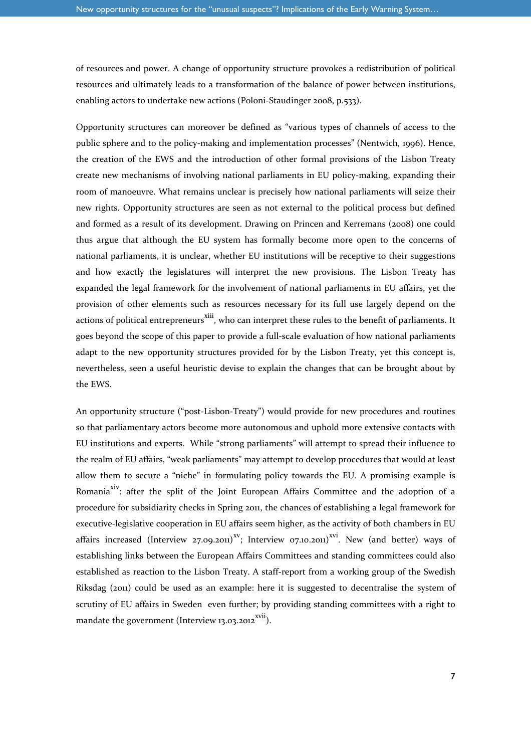of resources and power. A change of opportunity structure provokes a redistribution of political resources and ultimately leads to a transformation of the balance of power between institutions, enabling actors to undertake new actions (Poloni-Staudinger 2008, p.533).

Opportunity structures can moreover be defined as "various types of channels of access to the public sphere and to the policy-making and implementation processes" (Nentwich, 1996). Hence, the creation of the EWS and the introduction of other formal provisions of the Lisbon Treaty create new mechanisms of involving national parliaments in EU policy-making, expanding their room of manoeuvre. What remains unclear is precisely how national parliaments will seize their new rights. Opportunity structures are seen as not external to the political process but defined and formed as a result of its development. Drawing on Princen and Kerremans (2008) one could thus argue that although the EU system has formally become more open to the concerns of national parliaments, it is unclear, whether EU institutions will be receptive to their suggestions and how exactly the legislatures will interpret the new provisions. The Lisbon Treaty has expanded the legal framework for the involvement of national parliaments in EU affairs, yet the provision of other elements such as resources necessary for its full use largely depend on the actions of political entrepreneurs[xiii], who can interpret these rules to the benefit of parliaments. It goes beyond the scope of this paper to provide a full-scale evaluation of how national parliaments adapt to the new opportunity structures provided for by the Lisbon Treaty, yet this concept is, nevertheless, seen a useful heuristic devise to explain the changes that can be brought about by the EWS.

An opportunity structure ("post-Lisbon-Treaty") would provide for new procedures and routines so that parliamentary actors become more autonomous and uphold more extensive contacts with EU institutions and experts. While "strong parliaments" will attempt to spread their influence to the realm of EU affairs, "weak parliaments" may attempt to develop procedures that would at least allow them to secure a "niche" in formulating policy towards the EU. A promising example is Romania[xiv]: after the split of the Joint European Affairs Committee and the adoption of a procedure for subsidiarity checks in Spring 2011, the chances of establishing a legal framework for executive-legislative cooperation in EU affairs seem higher, as the activity of both chambers in EU affairs increased (Interview 27.09.2011)[xv]; Interview 07.10.2011)[xvi]. New (and better) ways of establishing links between the European Affairs Committees and standing committees could also established as reaction to the Lisbon Treaty. A staff-report from a working group of the Swedish Riksdag (2011) could be used as an example: here it is suggested to decentralise the system of scrutiny of EU affairs in Sweden even further; by providing standing committees with a right to mandate the government (Interview 13.03.2012[xvii]).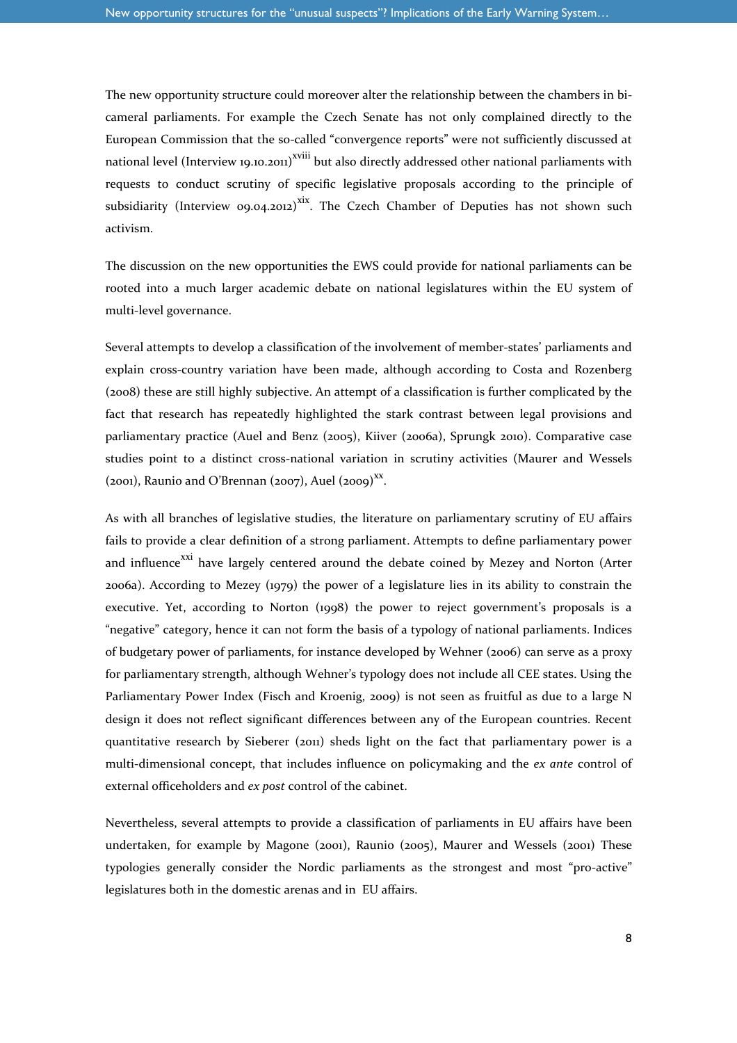The new opportunity structure could moreover alter the relationship between the chambers in bi-cameral parliaments. For example the Czech Senate has not only complained directly to the European Commission that the so-called "convergence reports" were not sufficiently discussed at national level (Interview 19.10.2011)[xviii] but also directly addressed other national parliaments with requests to conduct scrutiny of specific legislative proposals according to the principle of subsidiarity (Interview 09.04.2012)[xix]. The Czech Chamber of Deputies has not shown such activism.

The discussion on the new opportunities the EWS could provide for national parliaments can be rooted into a much larger academic debate on national legislatures within the EU system of multi-level governance.

Several attempts to develop a classification of the involvement of member-states' parliaments and explain cross-country variation have been made, although according to Costa and Rozenberg (2008) these are still highly subjective. An attempt of a classification is further complicated by the fact that research has repeatedly highlighted the stark contrast between legal provisions and parliamentary practice (Auel and Benz (2005), Kiiver (2006a), Sprungk 2010). Comparative case studies point to a distinct cross-national variation in scrutiny activities (Maurer and Wessels (2001), Raunio and O'Brennan (2007), Auel (2009)[xx].

As with all branches of legislative studies, the literature on parliamentary scrutiny of EU affairs fails to provide a clear definition of a strong parliament. Attempts to define parliamentary power and influence[xxi] have largely centered around the debate coined by Mezey and Norton (Arter 2006a). According to Mezey (1979) the power of a legislature lies in its ability to constrain the executive. Yet, according to Norton (1998) the power to reject government's proposals is a "negative" category, hence it can not form the basis of a typology of national parliaments. Indices of budgetary power of parliaments, for instance developed by Wehner (2006) can serve as a proxy for parliamentary strength, although Wehner's typology does not include all CEE states. Using the Parliamentary Power Index (Fisch and Kroenig, 2009) is not seen as fruitful as due to a large N design it does not reflect significant differences between any of the European countries. Recent quantitative research by Sieberer (2011) sheds light on the fact that parliamentary power is a multi-dimensional concept, that includes influence on policymaking and the *ex ante* control of external officeholders and *ex post* control of the cabinet.

Nevertheless, several attempts to provide a classification of parliaments in EU affairs have been undertaken, for example by Magone (2001), Raunio (2005), Maurer and Wessels (2001) These typologies generally consider the Nordic parliaments as the strongest and most "pro-active" legislatures both in the domestic arenas and in EU affairs.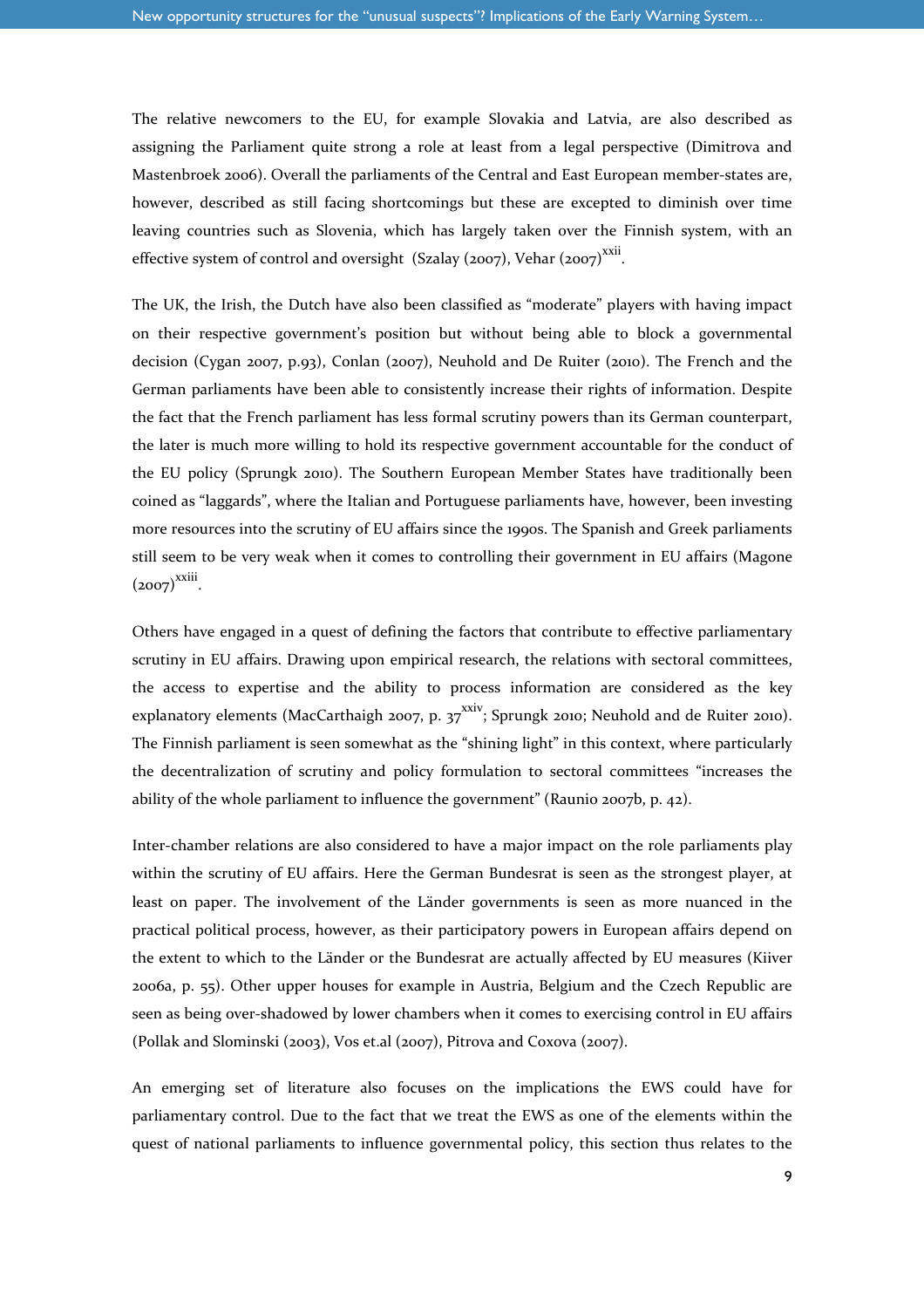The relative newcomers to the EU, for example Slovakia and Latvia, are also described as assigning the Parliament quite strong a role at least from a legal perspective (Dimitrova and Mastenbroek 2006). Overall the parliaments of the Central and East European member-states are, however, described as still facing shortcomings but these are excepted to diminish over time leaving countries such as Slovenia, which has largely taken over the Finnish system, with an effective system of control and oversight (Szalay (2007), Vehar (2007)[xxii].

The UK, the Irish, the Dutch have also been classified as "moderate" players with having impact on their respective government's position but without being able to block a governmental decision (Cygan 2007, p.93), Conlan (2007), Neuhold and De Ruiter (2010). The French and the German parliaments have been able to consistently increase their rights of information. Despite the fact that the French parliament has less formal scrutiny powers than its German counterpart, the later is much more willing to hold its respective government accountable for the conduct of the EU policy (Sprungk 2010). The Southern European Member States have traditionally been coined as "laggards", where the Italian and Portuguese parliaments have, however, been investing more resources into the scrutiny of EU affairs since the 1990s. The Spanish and Greek parliaments still seem to be very weak when it comes to controlling their government in EU affairs (Magone (2007)[xxiii].

Others have engaged in a quest of defining the factors that contribute to effective parliamentary scrutiny in EU affairs. Drawing upon empirical research, the relations with sectoral committees, the access to expertise and the ability to process information are considered as the key explanatory elements (MacCarthaigh 2007, p. 37[xxiv]; Sprungk 2010; Neuhold and de Ruiter 2010). The Finnish parliament is seen somewhat as the "shining light" in this context, where particularly the decentralization of scrutiny and policy formulation to sectoral committees "increases the ability of the whole parliament to influence the government" (Raunio 2007b, p. 42).

Inter-chamber relations are also considered to have a major impact on the role parliaments play within the scrutiny of EU affairs. Here the German Bundesrat is seen as the strongest player, at least on paper. The involvement of the Länder governments is seen as more nuanced in the practical political process, however, as their participatory powers in European affairs depend on the extent to which to the Länder or the Bundesrat are actually affected by EU measures (Kiiver 2006a, p. 55). Other upper houses for example in Austria, Belgium and the Czech Republic are seen as being over-shadowed by lower chambers when it comes to exercising control in EU affairs (Pollak and Slominski (2003), Vos et.al (2007), Pitrova and Coxova (2007).

An emerging set of literature also focuses on the implications the EWS could have for parliamentary control. Due to the fact that we treat the EWS as one of the elements within the quest of national parliaments to influence governmental policy, this section thus relates to the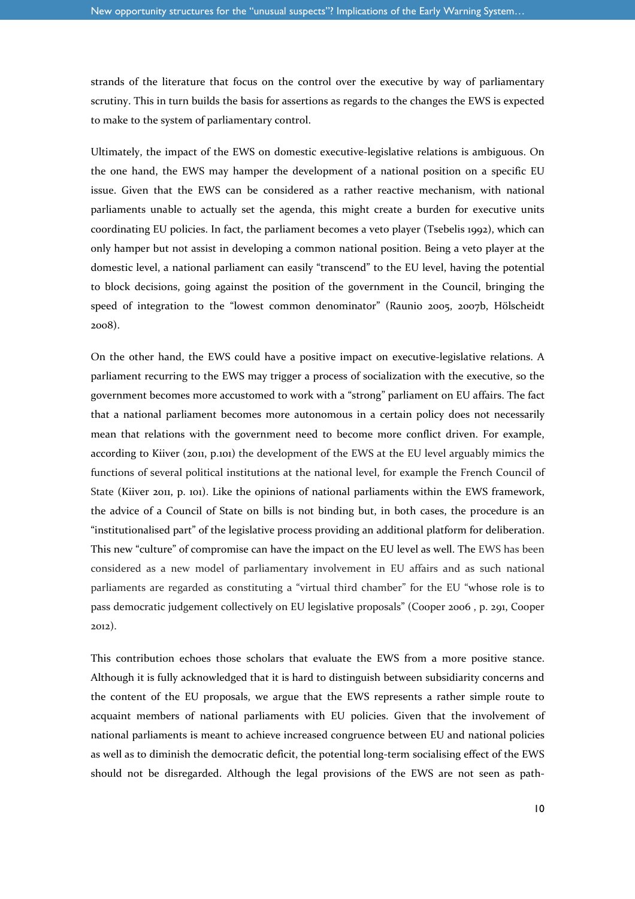strands of the literature that focus on the control over the executive by way of parliamentary scrutiny. This in turn builds the basis for assertions as regards to the changes the EWS is expected to make to the system of parliamentary control.

Ultimately, the impact of the EWS on domestic executive-legislative relations is ambiguous. On the one hand, the EWS may hamper the development of a national position on a specific EU issue. Given that the EWS can be considered as a rather reactive mechanism, with national parliaments unable to actually set the agenda, this might create a burden for executive units coordinating EU policies. In fact, the parliament becomes a veto player (Tsebelis 1992), which can only hamper but not assist in developing a common national position. Being a veto player at the domestic level, a national parliament can easily "transcend" to the EU level, having the potential to block decisions, going against the position of the government in the Council, bringing the speed of integration to the "lowest common denominator" (Raunio 2005, 2007b, Hölscheidt 2008).

On the other hand, the EWS could have a positive impact on executive-legislative relations. A parliament recurring to the EWS may trigger a process of socialization with the executive, so the government becomes more accustomed to work with a "strong" parliament on EU affairs. The fact that a national parliament becomes more autonomous in a certain policy does not necessarily mean that relations with the government need to become more conflict driven. For example, according to Kiiver (2011, p.101) the development of the EWS at the EU level arguably mimics the functions of several political institutions at the national level, for example the French Council of State (Kiiver 2011, p. 101). Like the opinions of national parliaments within the EWS framework, the advice of a Council of State on bills is not binding but, in both cases, the procedure is an "institutionalised part" of the legislative process providing an additional platform for deliberation. This new "culture" of compromise can have the impact on the EU level as well. The EWS has been considered as a new model of parliamentary involvement in EU affairs and as such national parliaments are regarded as constituting a "virtual third chamber" for the EU "whose role is to pass democratic judgement collectively on EU legislative proposals" (Cooper 2006 , p. 291, Cooper 2012).

This contribution echoes those scholars that evaluate the EWS from a more positive stance. Although it is fully acknowledged that it is hard to distinguish between subsidiarity concerns and the content of the EU proposals, we argue that the EWS represents a rather simple route to acquaint members of national parliaments with EU policies. Given that the involvement of national parliaments is meant to achieve increased congruence between EU and national policies as well as to diminish the democratic deficit, the potential long-term socialising effect of the EWS should not be disregarded. Although the legal provisions of the EWS are not seen as path-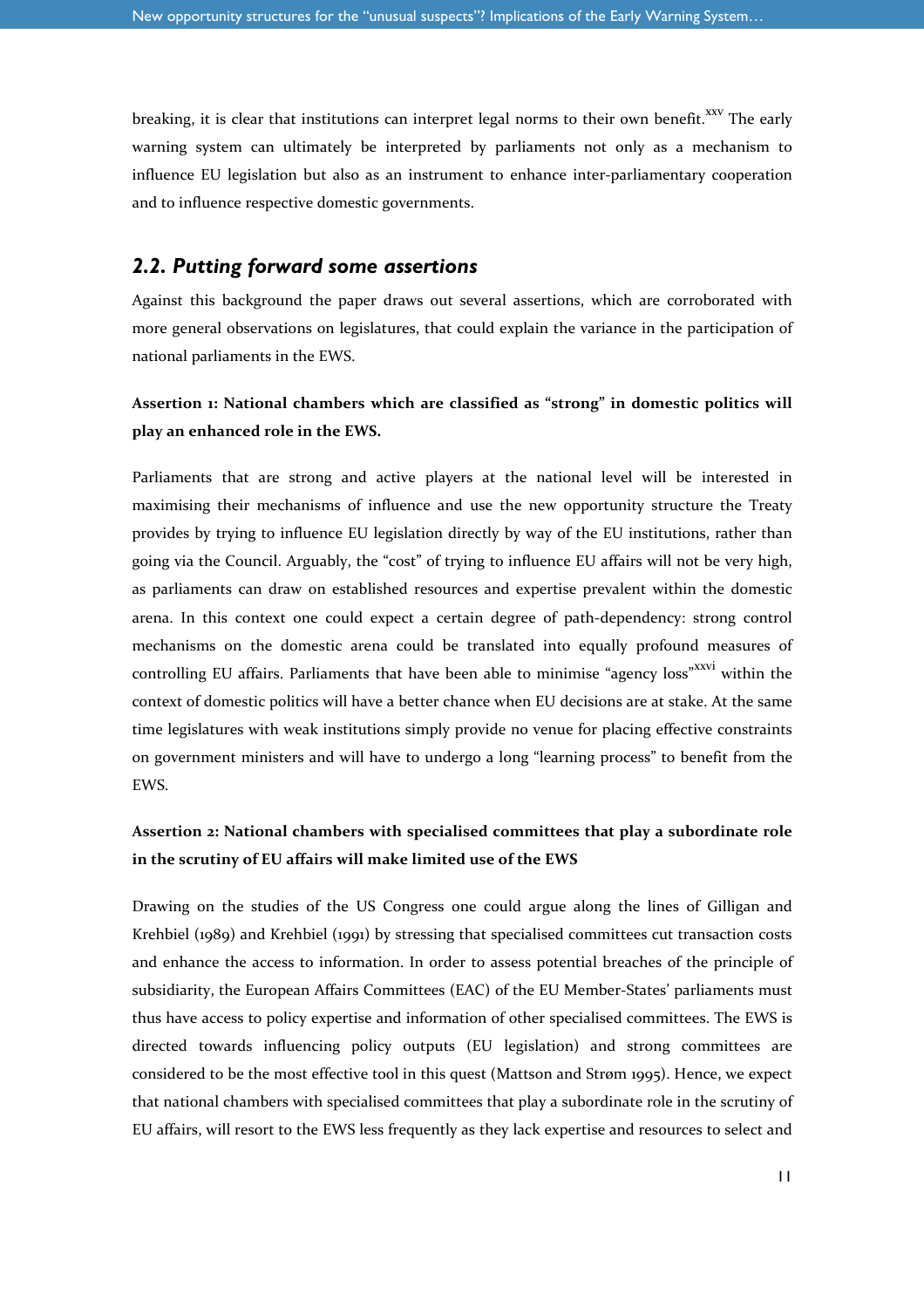breaking, it is clear that institutions can interpret legal norms to their own benefit.[xxv] The early warning system can ultimately be interpreted by parliaments not only as a mechanism to influence EU legislation but also as an instrument to enhance inter-parliamentary cooperation and to influence respective domestic governments.

## *2.2. Putting forward some assertions*

Against this background the paper draws out several assertions, which are corroborated with more general observations on legislatures, that could explain the variance in the participation of national parliaments in the EWS.

**Assertion 1: National chambers which are classified as "strong" in domestic politics will play an enhanced role in the EWS.**

Parliaments that are strong and active players at the national level will be interested in maximising their mechanisms of influence and use the new opportunity structure the Treaty provides by trying to influence EU legislation directly by way of the EU institutions, rather than going via the Council. Arguably, the "cost" of trying to influence EU affairs will not be very high, as parliaments can draw on established resources and expertise prevalent within the domestic arena. In this context one could expect a certain degree of path-dependency: strong control mechanisms on the domestic arena could be translated into equally profound measures of controlling EU affairs. Parliaments that have been able to minimise "agency loss"[xxvi] within the context of domestic politics will have a better chance when EU decisions are at stake. At the same time legislatures with weak institutions simply provide no venue for placing effective constraints on government ministers and will have to undergo a long "learning process" to benefit from the EWS.

**Assertion 2: National chambers with specialised committees that play a subordinate role in the scrutiny of EU affairs will make limited use of the EWS**

Drawing on the studies of the US Congress one could argue along the lines of Gilligan and Krehbiel (1989) and Krehbiel (1991) by stressing that specialised committees cut transaction costs and enhance the access to information. In order to assess potential breaches of the principle of subsidiarity, the European Affairs Committees (EAC) of the EU Member-States' parliaments must thus have access to policy expertise and information of other specialised committees. The EWS is directed towards influencing policy outputs (EU legislation) and strong committees are considered to be the most effective tool in this quest (Mattson and Strøm 1995). Hence, we expect that national chambers with specialised committees that play a subordinate role in the scrutiny of EU affairs, will resort to the EWS less frequently as they lack expertise and resources to select and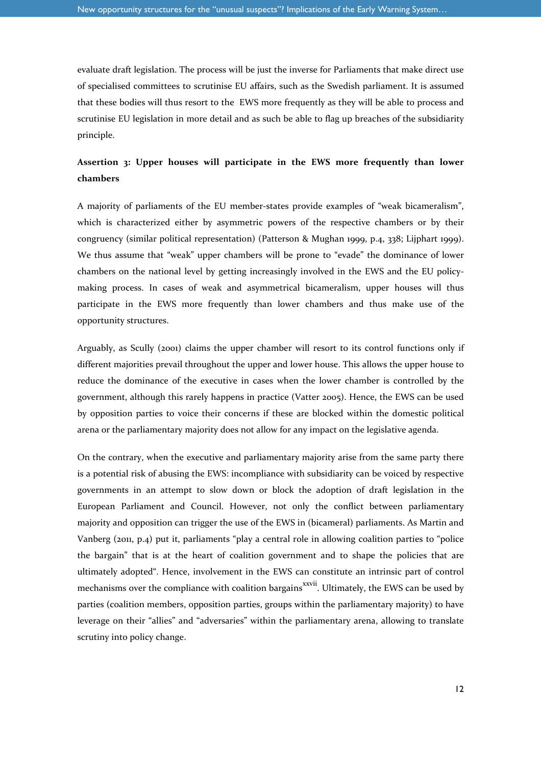evaluate draft legislation. The process will be just the inverse for Parliaments that make direct use of specialised committees to scrutinise EU affairs, such as the Swedish parliament. It is assumed that these bodies will thus resort to the EWS more frequently as they will be able to process and scrutinise EU legislation in more detail and as such be able to flag up breaches of the subsidiarity principle.

**Assertion 3: Upper houses will participate in the EWS more frequently than lower chambers**

A majority of parliaments of the EU member-states provide examples of "weak bicameralism", which is characterized either by asymmetric powers of the respective chambers or by their congruency (similar political representation) (Patterson & Mughan 1999, p.4, 338; Lijphart 1999). We thus assume that "weak" upper chambers will be prone to "evade" the dominance of lower chambers on the national level by getting increasingly involved in the EWS and the EU policy-making process. In cases of weak and asymmetrical bicameralism, upper houses will thus participate in the EWS more frequently than lower chambers and thus make use of the opportunity structures.

Arguably, as Scully (2001) claims the upper chamber will resort to its control functions only if different majorities prevail throughout the upper and lower house. This allows the upper house to reduce the dominance of the executive in cases when the lower chamber is controlled by the government, although this rarely happens in practice (Vatter 2005). Hence, the EWS can be used by opposition parties to voice their concerns if these are blocked within the domestic political arena or the parliamentary majority does not allow for any impact on the legislative agenda.

On the contrary, when the executive and parliamentary majority arise from the same party there is a potential risk of abusing the EWS: incompliance with subsidiarity can be voiced by respective governments in an attempt to slow down or block the adoption of draft legislation in the European Parliament and Council. However, not only the conflict between parliamentary majority and opposition can trigger the use of the EWS in (bicameral) parliaments. As Martin and Vanberg (2011, p.4) put it, parliaments "play a central role in allowing coalition parties to "police the bargain" that is at the heart of coalition government and to shape the policies that are ultimately adopted". Hence, involvement in the EWS can constitute an intrinsic part of control mechanisms over the compliance with coalition bargains[xxvii]. Ultimately, the EWS can be used by parties (coalition members, opposition parties, groups within the parliamentary majority) to have leverage on their "allies" and "adversaries" within the parliamentary arena, allowing to translate scrutiny into policy change.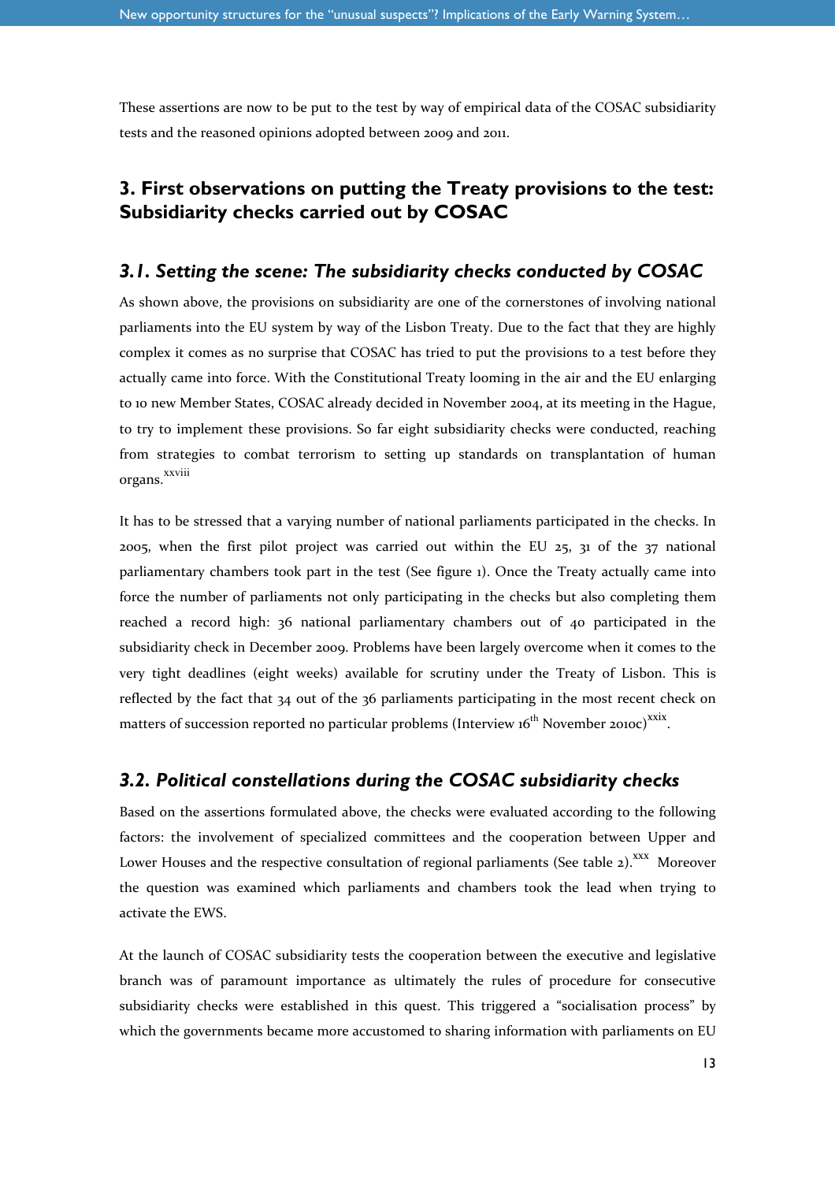These assertions are now to be put to the test by way of empirical data of the COSAC subsidiarity tests and the reasoned opinions adopted between 2009 and 2011.

## 3. First observations on putting the Treaty provisions to the test: Subsidiarity checks carried out by COSAC

### *3.1. Setting the scene: The subsidiarity checks conducted by COSAC*

As shown above, the provisions on subsidiarity are one of the cornerstones of involving national parliaments into the EU system by way of the Lisbon Treaty. Due to the fact that they are highly complex it comes as no surprise that COSAC has tried to put the provisions to a test before they actually came into force. With the Constitutional Treaty looming in the air and the EU enlarging to 10 new Member States, COSAC already decided in November 2004, at its meeting in the Hague, to try to implement these provisions. So far eight subsidiarity checks were conducted, reaching from strategies to combat terrorism to setting up standards on transplantation of human organs.[xxviii]

It has to be stressed that a varying number of national parliaments participated in the checks. In 2005, when the first pilot project was carried out within the EU 25, 31 of the 37 national parliamentary chambers took part in the test (See figure 1). Once the Treaty actually came into force the number of parliaments not only participating in the checks but also completing them reached a record high: 36 national parliamentary chambers out of 40 participated in the subsidiarity check in December 2009. Problems have been largely overcome when it comes to the very tight deadlines (eight weeks) available for scrutiny under the Treaty of Lisbon. This is reflected by the fact that 34 out of the 36 parliaments participating in the most recent check on matters of succession reported no particular problems (Interview 16th November 2010c)[xxix].

### *3.2. Political constellations during the COSAC subsidiarity checks*

Based on the assertions formulated above, the checks were evaluated according to the following factors: the involvement of specialized committees and the cooperation between Upper and Lower Houses and the respective consultation of regional parliaments (See table 2).[xxx] Moreover the question was examined which parliaments and chambers took the lead when trying to activate the EWS.

At the launch of COSAC subsidiarity tests the cooperation between the executive and legislative branch was of paramount importance as ultimately the rules of procedure for consecutive subsidiarity checks were established in this quest. This triggered a "socialisation process" by which the governments became more accustomed to sharing information with parliaments on EU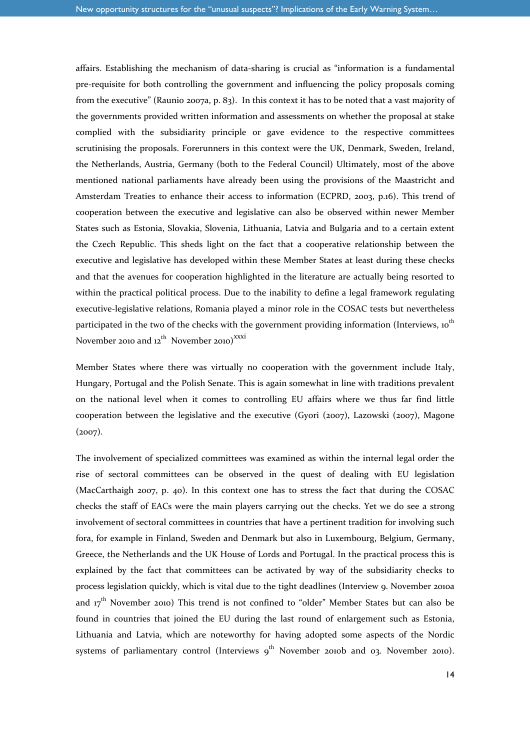affairs. Establishing the mechanism of data-sharing is crucial as "information is a fundamental pre-requisite for both controlling the government and influencing the policy proposals coming from the executive" (Raunio 2007a, p. 83). In this context it has to be noted that a vast majority of the governments provided written information and assessments on whether the proposal at stake complied with the subsidiarity principle or gave evidence to the respective committees scrutinising the proposals. Forerunners in this context were the UK, Denmark, Sweden, Ireland, the Netherlands, Austria, Germany (both to the Federal Council) Ultimately, most of the above mentioned national parliaments have already been using the provisions of the Maastricht and Amsterdam Treaties to enhance their access to information (ECPRD, 2003, p.16). This trend of cooperation between the executive and legislative can also be observed within newer Member States such as Estonia, Slovakia, Slovenia, Lithuania, Latvia and Bulgaria and to a certain extent the Czech Republic. This sheds light on the fact that a cooperative relationship between the executive and legislative has developed within these Member States at least during these checks and that the avenues for cooperation highlighted in the literature are actually being resorted to within the practical political process. Due to the inability to define a legal framework regulating executive-legislative relations, Romania played a minor role in the COSAC tests but nevertheless participated in the two of the checks with the government providing information (Interviews, 10th November 2010 and 12th November 2010)[xxxi]

Member States where there was virtually no cooperation with the government include Italy, Hungary, Portugal and the Polish Senate. This is again somewhat in line with traditions prevalent on the national level when it comes to controlling EU affairs where we thus far find little cooperation between the legislative and the executive (Gyori (2007), Lazowski (2007), Magone (2007).

The involvement of specialized committees was examined as within the internal legal order the rise of sectoral committees can be observed in the quest of dealing with EU legislation (MacCarthaigh 2007, p. 40). In this context one has to stress the fact that during the COSAC checks the staff of EACs were the main players carrying out the checks. Yet we do see a strong involvement of sectoral committees in countries that have a pertinent tradition for involving such fora, for example in Finland, Sweden and Denmark but also in Luxembourg, Belgium, Germany, Greece, the Netherlands and the UK House of Lords and Portugal. In the practical process this is explained by the fact that committees can be activated by way of the subsidiarity checks to process legislation quickly, which is vital due to the tight deadlines (Interview 9. November 2010a and 17th November 2010) This trend is not confined to "older" Member States but can also be found in countries that joined the EU during the last round of enlargement such as Estonia, Lithuania and Latvia, which are noteworthy for having adopted some aspects of the Nordic systems of parliamentary control (Interviews 9th November 2010b and 03. November 2010).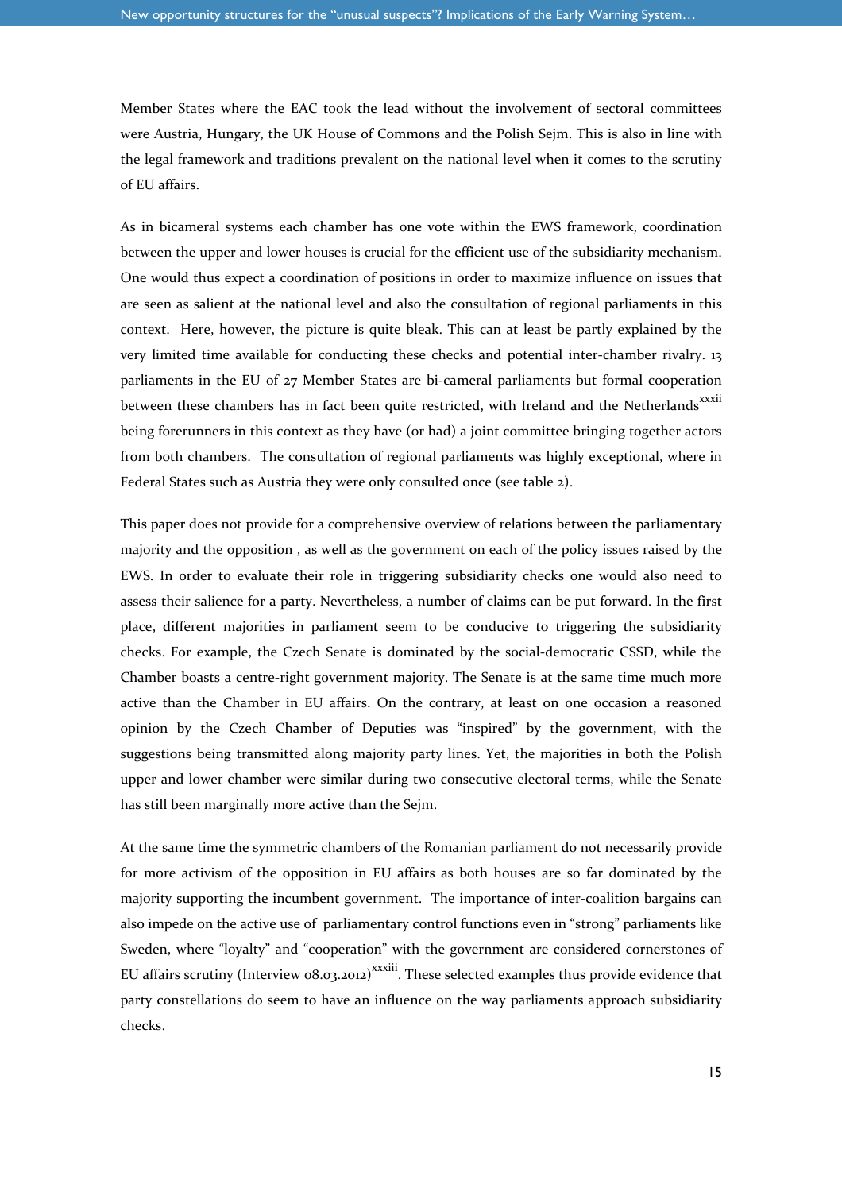Member States where the EAC took the lead without the involvement of sectoral committees were Austria, Hungary, the UK House of Commons and the Polish Sejm. This is also in line with the legal framework and traditions prevalent on the national level when it comes to the scrutiny of EU affairs.

As in bicameral systems each chamber has one vote within the EWS framework, coordination between the upper and lower houses is crucial for the efficient use of the subsidiarity mechanism. One would thus expect a coordination of positions in order to maximize influence on issues that are seen as salient at the national level and also the consultation of regional parliaments in this context. Here, however, the picture is quite bleak. This can at least be partly explained by the very limited time available for conducting these checks and potential inter-chamber rivalry. 13 parliaments in the EU of 27 Member States are bi-cameral parliaments but formal cooperation between these chambers has in fact been quite restricted, with Ireland and the Netherlands[xxxii] being forerunners in this context as they have (or had) a joint committee bringing together actors from both chambers. The consultation of regional parliaments was highly exceptional, where in Federal States such as Austria they were only consulted once (see table 2).

This paper does not provide for a comprehensive overview of relations between the parliamentary majority and the opposition , as well as the government on each of the policy issues raised by the EWS. In order to evaluate their role in triggering subsidiarity checks one would also need to assess their salience for a party. Nevertheless, a number of claims can be put forward. In the first place, different majorities in parliament seem to be conducive to triggering the subsidiarity checks. For example, the Czech Senate is dominated by the social-democratic CSSD, while the Chamber boasts a centre-right government majority. The Senate is at the same time much more active than the Chamber in EU affairs. On the contrary, at least on one occasion a reasoned opinion by the Czech Chamber of Deputies was "inspired" by the government, with the suggestions being transmitted along majority party lines. Yet, the majorities in both the Polish upper and lower chamber were similar during two consecutive electoral terms, while the Senate has still been marginally more active than the Sejm.

At the same time the symmetric chambers of the Romanian parliament do not necessarily provide for more activism of the opposition in EU affairs as both houses are so far dominated by the majority supporting the incumbent government. The importance of inter-coalition bargains can also impede on the active use of parliamentary control functions even in "strong" parliaments like Sweden, where "loyalty" and "cooperation" with the government are considered cornerstones of EU affairs scrutiny (Interview 08.03.2012)[xxxiii]. These selected examples thus provide evidence that party constellations do seem to have an influence on the way parliaments approach subsidiarity checks.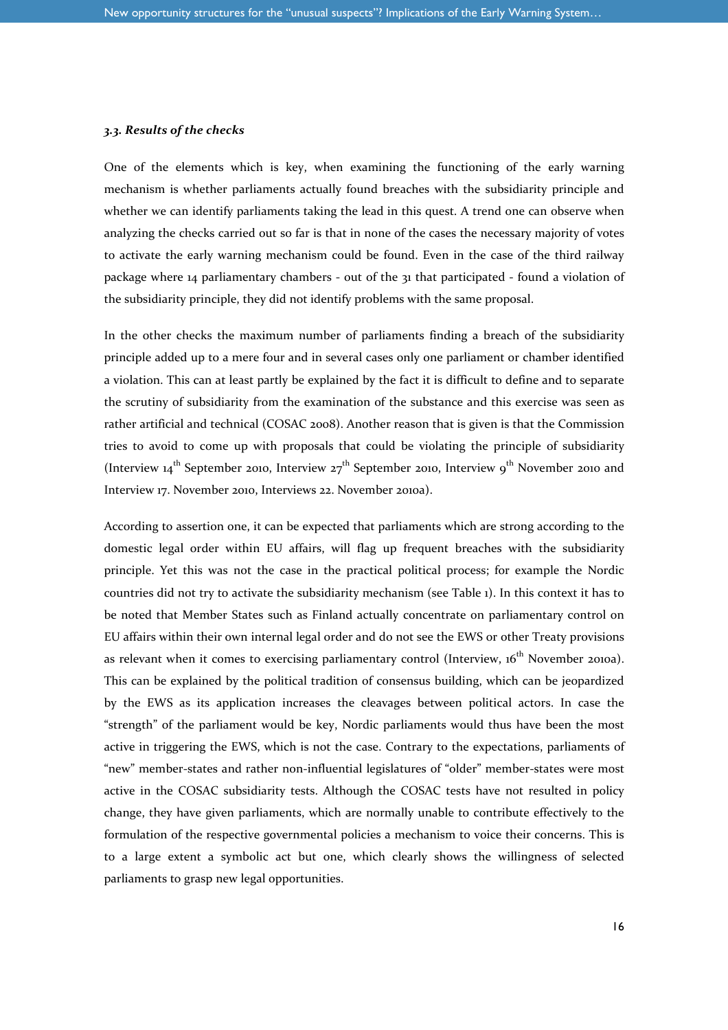### *3.3. Results of the checks*

One of the elements which is key, when examining the functioning of the early warning mechanism is whether parliaments actually found breaches with the subsidiarity principle and whether we can identify parliaments taking the lead in this quest. A trend one can observe when analyzing the checks carried out so far is that in none of the cases the necessary majority of votes to activate the early warning mechanism could be found. Even in the case of the third railway package where 14 parliamentary chambers - out of the 31 that participated - found a violation of the subsidiarity principle, they did not identify problems with the same proposal.

In the other checks the maximum number of parliaments finding a breach of the subsidiarity principle added up to a mere four and in several cases only one parliament or chamber identified a violation. This can at least partly be explained by the fact it is difficult to define and to separate the scrutiny of subsidiarity from the examination of the substance and this exercise was seen as rather artificial and technical (COSAC 2008). Another reason that is given is that the Commission tries to avoid to come up with proposals that could be violating the principle of subsidiarity (Interview 14th September 2010, Interview 27th September 2010, Interview 9th November 2010 and Interview 17. November 2010, Interviews 22. November 2010a).

According to assertion one, it can be expected that parliaments which are strong according to the domestic legal order within EU affairs, will flag up frequent breaches with the subsidiarity principle. Yet this was not the case in the practical political process; for example the Nordic countries did not try to activate the subsidiarity mechanism (see Table 1). In this context it has to be noted that Member States such as Finland actually concentrate on parliamentary control on EU affairs within their own internal legal order and do not see the EWS or other Treaty provisions as relevant when it comes to exercising parliamentary control (Interview, 16th November 2010a). This can be explained by the political tradition of consensus building, which can be jeopardized by the EWS as its application increases the cleavages between political actors. In case the "strength" of the parliament would be key, Nordic parliaments would thus have been the most active in triggering the EWS, which is not the case. Contrary to the expectations, parliaments of "new" member-states and rather non-influential legislatures of "older" member-states were most active in the COSAC subsidiarity tests. Although the COSAC tests have not resulted in policy change, they have given parliaments, which are normally unable to contribute effectively to the formulation of the respective governmental policies a mechanism to voice their concerns. This is to a large extent a symbolic act but one, which clearly shows the willingness of selected parliaments to grasp new legal opportunities.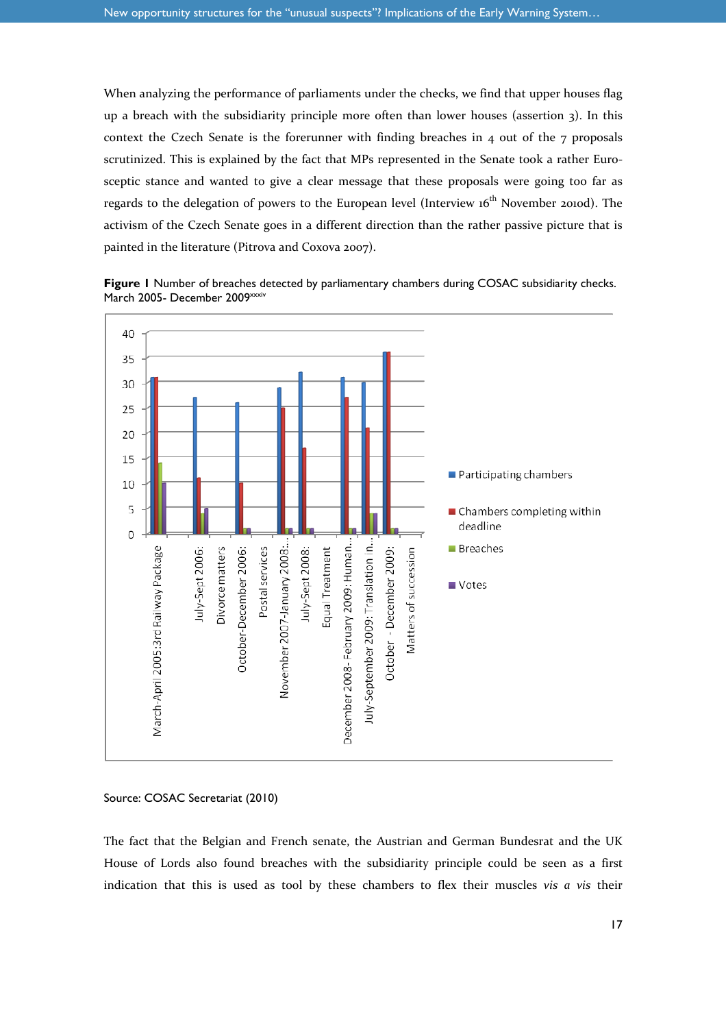When analyzing the performance of parliaments under the checks, we find that upper houses flag up a breach with the subsidiarity principle more often than lower houses (assertion 3). In this context the Czech Senate is the forerunner with finding breaches in 4 out of the 7 proposals scrutinized. This is explained by the fact that MPs represented in the Senate took a rather Euro-sceptic stance and wanted to give a clear message that these proposals were going too far as regards to the delegation of powers to the European level (Interview 16th November 2010d). The activism of the Czech Senate goes in a different direction than the rather passive picture that is painted in the literature (Pitrova and Coxova 2007).

**Figure 1** Number of breaches detected by parliamentary chambers during COSAC subsidiarity checks. March 2005- December 2009[xxxiv]

Source: COSAC Secretariat (2010)

The fact that the Belgian and French senate, the Austrian and German Bundesrat and the UK House of Lords also found breaches with the subsidiarity principle could be seen as a first indication that this is used as tool by these chambers to flex their muscles *vis a vis* their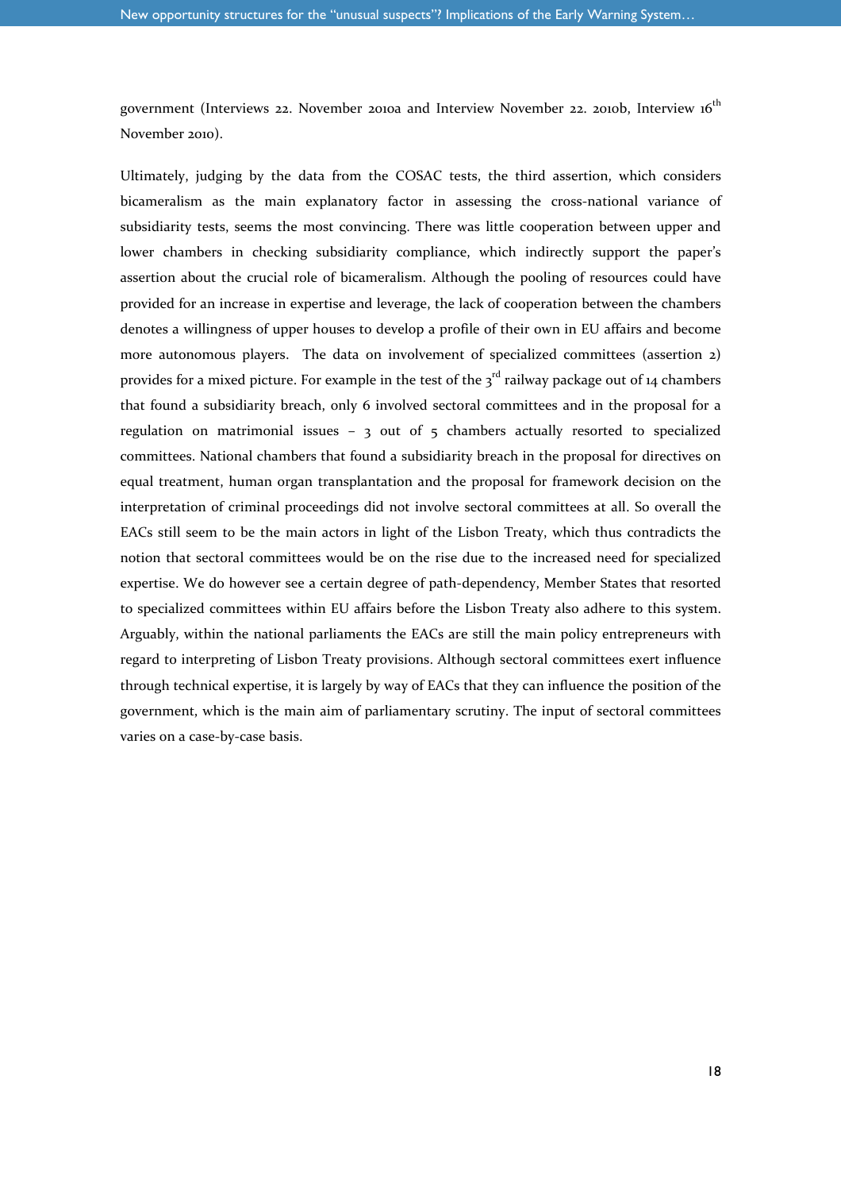government (Interviews 22. November 2010a and Interview November 22. 2010b, Interview 16th November 2010).

Ultimately, judging by the data from the COSAC tests, the third assertion, which considers bicameralism as the main explanatory factor in assessing the cross-national variance of subsidiarity tests, seems the most convincing. There was little cooperation between upper and lower chambers in checking subsidiarity compliance, which indirectly support the paper's assertion about the crucial role of bicameralism. Although the pooling of resources could have provided for an increase in expertise and leverage, the lack of cooperation between the chambers denotes a willingness of upper houses to develop a profile of their own in EU affairs and become more autonomous players. The data on involvement of specialized committees (assertion 2) provides for a mixed picture. For example in the test of the 3rd railway package out of 14 chambers that found a subsidiarity breach, only 6 involved sectoral committees and in the proposal for a regulation on matrimonial issues – 3 out of 5 chambers actually resorted to specialized committees. National chambers that found a subsidiarity breach in the proposal for directives on equal treatment, human organ transplantation and the proposal for framework decision on the interpretation of criminal proceedings did not involve sectoral committees at all. So overall the EACs still seem to be the main actors in light of the Lisbon Treaty, which thus contradicts the notion that sectoral committees would be on the rise due to the increased need for specialized expertise. We do however see a certain degree of path-dependency, Member States that resorted to specialized committees within EU affairs before the Lisbon Treaty also adhere to this system. Arguably, within the national parliaments the EACs are still the main policy entrepreneurs with regard to interpreting of Lisbon Treaty provisions. Although sectoral committees exert influence through technical expertise, it is largely by way of EACs that they can influence the position of the government, which is the main aim of parliamentary scrutiny. The input of sectoral committees varies on a case-by-case basis.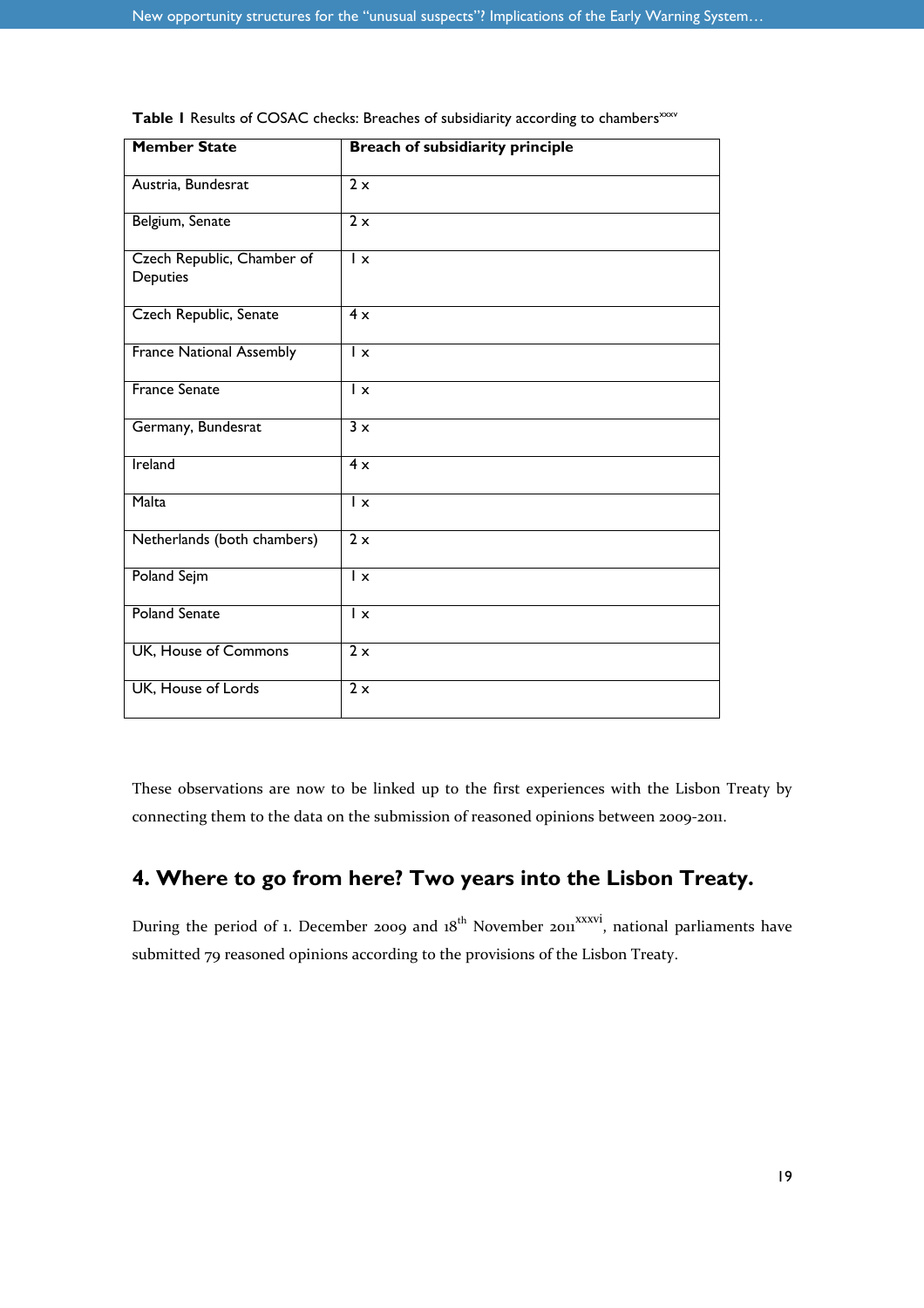**Table I** Results of COSAC checks: Breaches of subsidiarity according to chambers[xxxv]

| Member State | Breach of subsidiarity principle |
|---|---|
| Austria, Bundesrat | 2 x |
| Belgium, Senate | 2 x |
| Czech Republic, Chamber of Deputies | 1 x |
| Czech Republic, Senate | 4 x |
| France National Assembly | 1 x |
| France Senate | 1 x |
| Germany, Bundesrat | 3 x |
| Ireland | 4 x |
| Malta | 1 x |
| Netherlands (both chambers) | 2 x |
| Poland Sejm | 1 x |
| Poland Senate | 1 x |
| UK, House of Commons | 2 x |
| UK, House of Lords | 2 x |

These observations are now to be linked up to the first experiences with the Lisbon Treaty by connecting them to the data on the submission of reasoned opinions between 2009-2011.

## 4. Where to go from here? Two years into the Lisbon Treaty.

During the period of 1. December 2009 and 18th November 2011[xxxvi], national parliaments have submitted 79 reasoned opinions according to the provisions of the Lisbon Treaty.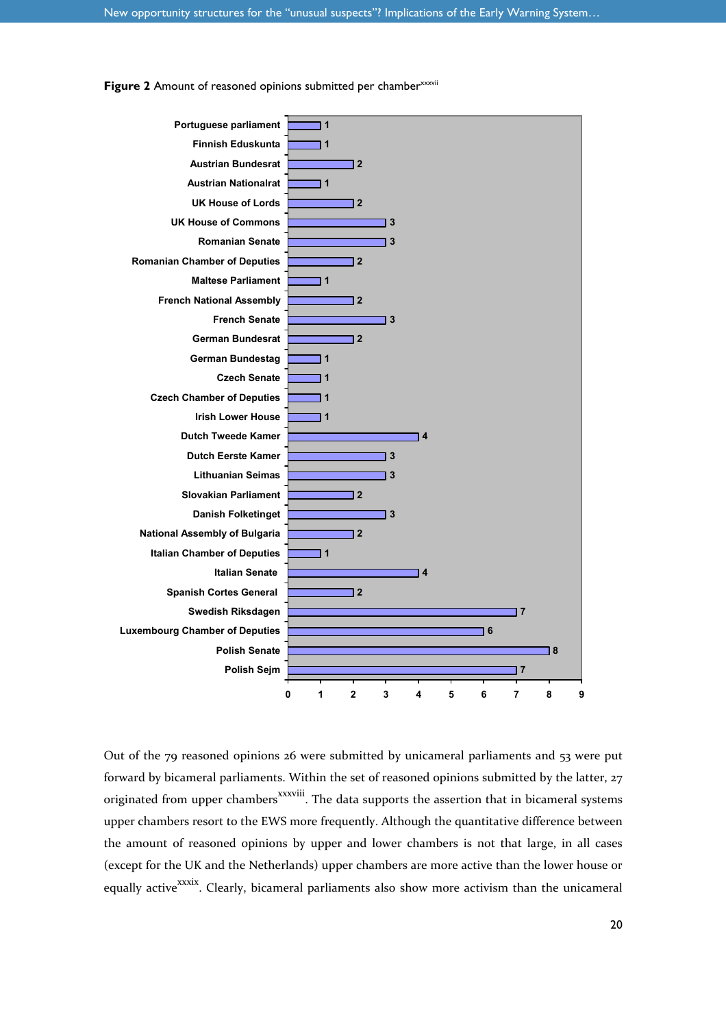**Figure 2** Amount of reasoned opinions submitted per chamber[xxxvii]

| Chamber | Reasoned opinions |
|---|---|
| Portuguese parliament | 1 |
| Finnish Eduskunta | 1 |
| Austrian Bundesrat | 2 |
| Austrian Nationalrat | 1 |
| UK House of Lords | 2 |
| UK House of Commons | 3 |
| Romanian Senate | 3 |
| Romanian Chamber of Deputies | 2 |
| Maltese Parliament | 1 |
| French National Assembly | 2 |
| French Senate | 3 |
| German Bundesrat | 2 |
| German Bundestag | 1 |
| Czech Senate | 1 |
| Czech Chamber of Deputies | 1 |
| Irish Lower House | 1 |
| Dutch Tweede Kamer | 4 |
| Dutch Eerste Kamer | 3 |
| Lithuanian Seimas | 3 |
| Slovakian Parliament | 2 |
| Danish Folketinget | 3 |
| National Assembly of Bulgaria | 2 |
| Italian Chamber of Deputies | 1 |
| Italian Senate | 4 |
| Spanish Cortes General | 2 |
| Swedish Riksdagen | 7 |
| Luxembourg Chamber of Deputies | 6 |
| Polish Senate | 8 |
| Polish Sejm | 7 |

Out of the 79 reasoned opinions 26 were submitted by unicameral parliaments and 53 were put forward by bicameral parliaments. Within the set of reasoned opinions submitted by the latter, 27 originated from upper chambers[xxxviii]. The data supports the assertion that in bicameral systems upper chambers resort to the EWS more frequently. Although the quantitative difference between the amount of reasoned opinions by upper and lower chambers is not that large, in all cases (except for the UK and the Netherlands) upper chambers are more active than the lower house or equally active[xxxix]. Clearly, bicameral parliaments also show more activism than the unicameral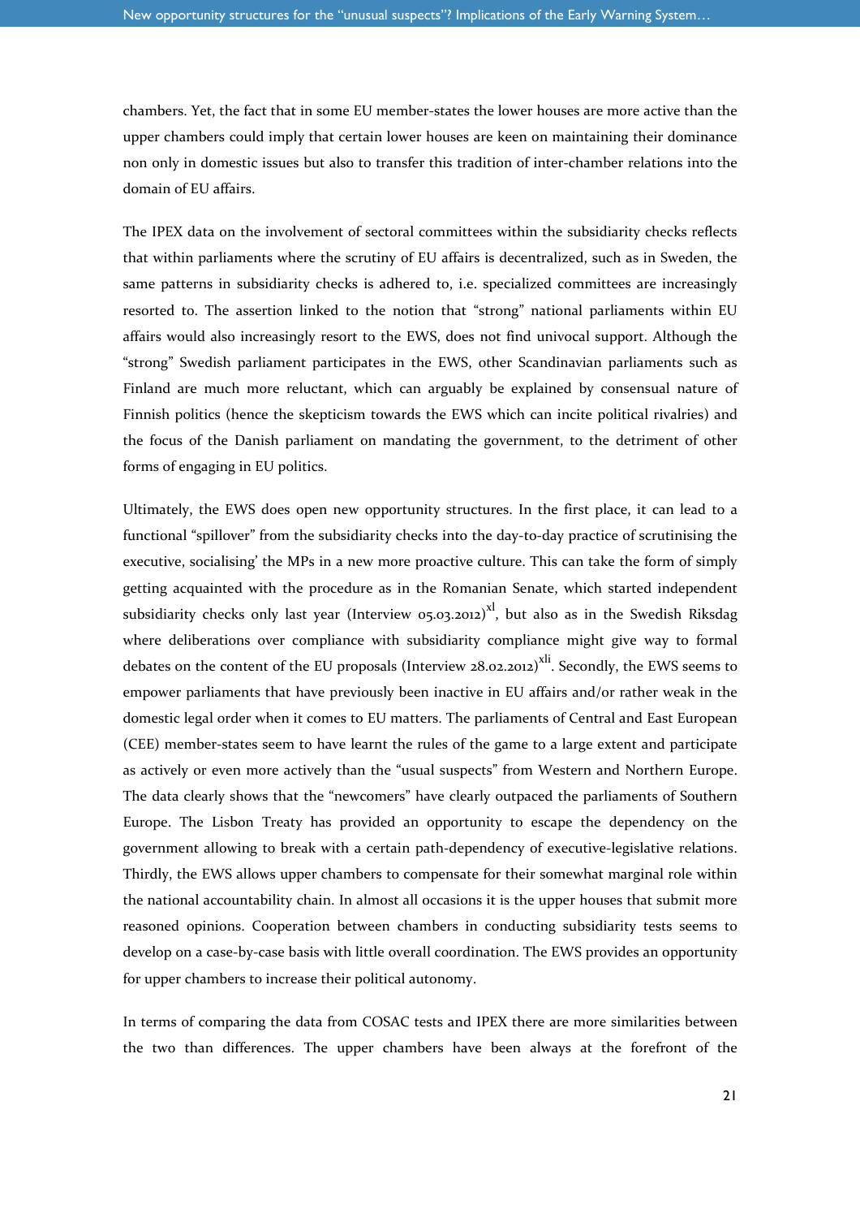chambers. Yet, the fact that in some EU member-states the lower houses are more active than the upper chambers could imply that certain lower houses are keen on maintaining their dominance non only in domestic issues but also to transfer this tradition of inter-chamber relations into the domain of EU affairs.

The IPEX data on the involvement of sectoral committees within the subsidiarity checks reflects that within parliaments where the scrutiny of EU affairs is decentralized, such as in Sweden, the same patterns in subsidiarity checks is adhered to, i.e. specialized committees are increasingly resorted to. The assertion linked to the notion that "strong" national parliaments within EU affairs would also increasingly resort to the EWS, does not find univocal support. Although the "strong" Swedish parliament participates in the EWS, other Scandinavian parliaments such as Finland are much more reluctant, which can arguably be explained by consensual nature of Finnish politics (hence the skepticism towards the EWS which can incite political rivalries) and the focus of the Danish parliament on mandating the government, to the detriment of other forms of engaging in EU politics.

Ultimately, the EWS does open new opportunity structures. In the first place, it can lead to a functional "spillover" from the subsidiarity checks into the day-to-day practice of scrutinising the executive, socialising' the MPs in a new more proactive culture. This can take the form of simply getting acquainted with the procedure as in the Romanian Senate, which started independent subsidiarity checks only last year (Interview 05.03.2012)[xl], but also as in the Swedish Riksdag where deliberations over compliance with subsidiarity compliance might give way to formal debates on the content of the EU proposals (Interview 28.02.2012)[xli]. Secondly, the EWS seems to empower parliaments that have previously been inactive in EU affairs and/or rather weak in the domestic legal order when it comes to EU matters. The parliaments of Central and East European (CEE) member-states seem to have learnt the rules of the game to a large extent and participate as actively or even more actively than the "usual suspects" from Western and Northern Europe. The data clearly shows that the "newcomers" have clearly outpaced the parliaments of Southern Europe. The Lisbon Treaty has provided an opportunity to escape the dependency on the government allowing to break with a certain path-dependency of executive-legislative relations. Thirdly, the EWS allows upper chambers to compensate for their somewhat marginal role within the national accountability chain. In almost all occasions it is the upper houses that submit more reasoned opinions. Cooperation between chambers in conducting subsidiarity tests seems to develop on a case-by-case basis with little overall coordination. The EWS provides an opportunity for upper chambers to increase their political autonomy.

In terms of comparing the data from COSAC tests and IPEX there are more similarities between the two than differences. The upper chambers have been always at the forefront of the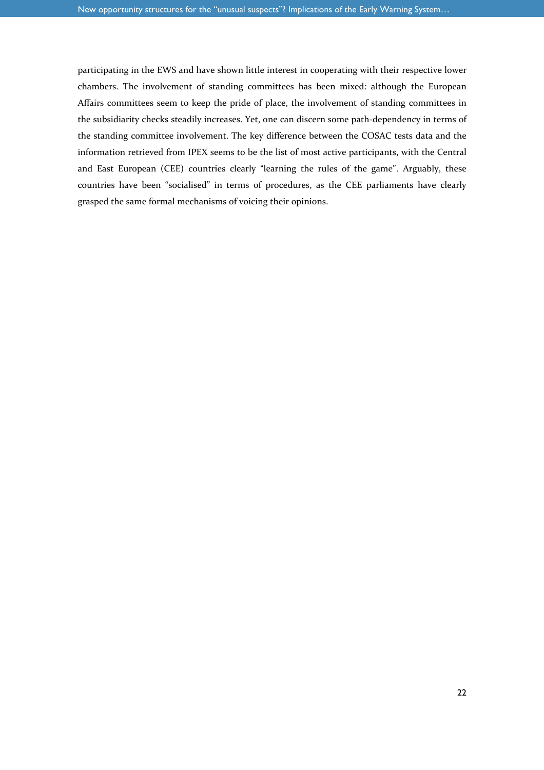participating in the EWS and have shown little interest in cooperating with their respective lower chambers. The involvement of standing committees has been mixed: although the European Affairs committees seem to keep the pride of place, the involvement of standing committees in the subsidiarity checks steadily increases. Yet, one can discern some path-dependency in terms of the standing committee involvement. The key difference between the COSAC tests data and the information retrieved from IPEX seems to be the list of most active participants, with the Central and East European (CEE) countries clearly "learning the rules of the game". Arguably, these countries have been "socialised" in terms of procedures, as the CEE parliaments have clearly grasped the same formal mechanisms of voicing their opinions.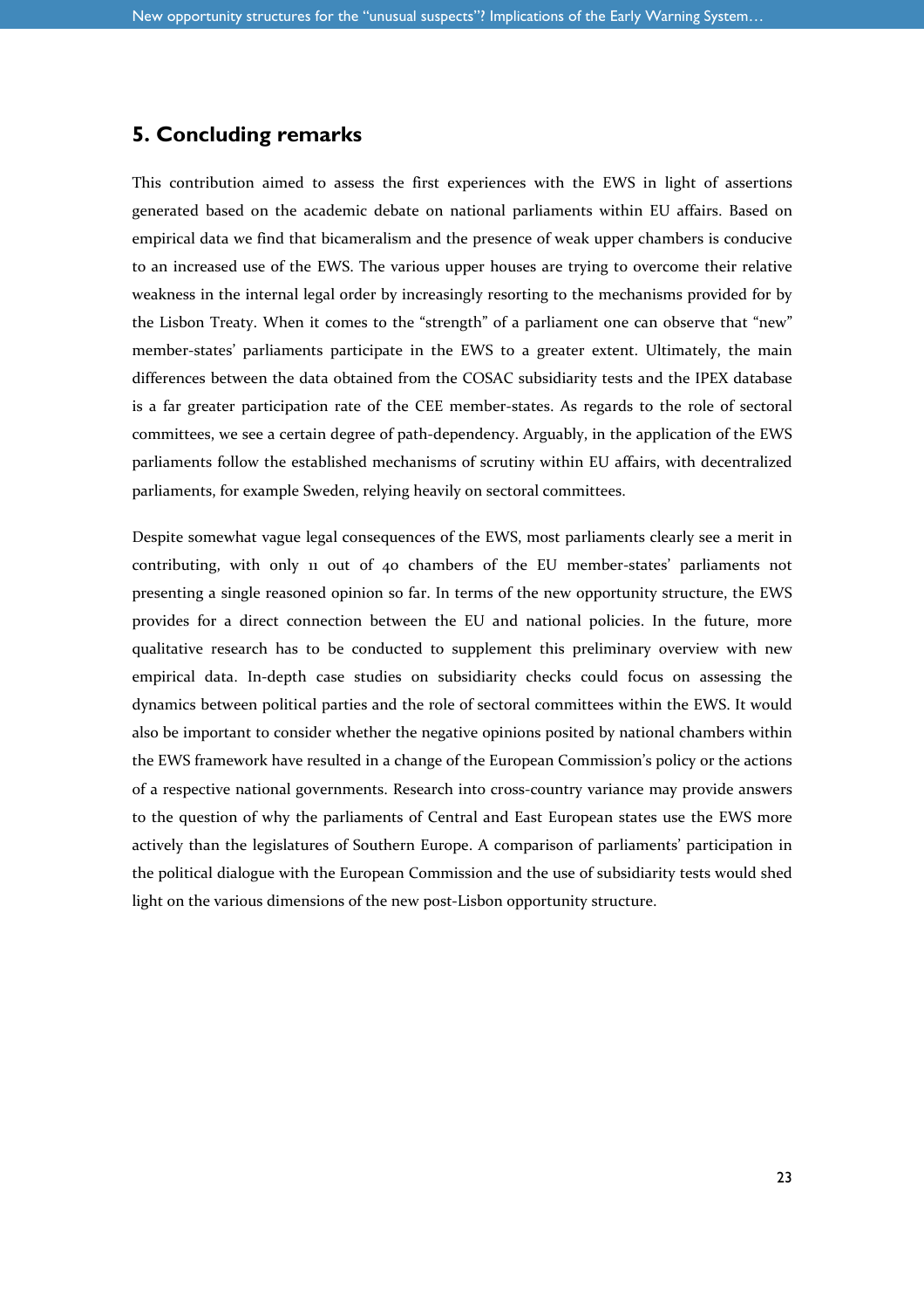## 5. Concluding remarks

This contribution aimed to assess the first experiences with the EWS in light of assertions generated based on the academic debate on national parliaments within EU affairs. Based on empirical data we find that bicameralism and the presence of weak upper chambers is conducive to an increased use of the EWS. The various upper houses are trying to overcome their relative weakness in the internal legal order by increasingly resorting to the mechanisms provided for by the Lisbon Treaty. When it comes to the "strength" of a parliament one can observe that "new" member-states' parliaments participate in the EWS to a greater extent. Ultimately, the main differences between the data obtained from the COSAC subsidiarity tests and the IPEX database is a far greater participation rate of the CEE member-states. As regards to the role of sectoral committees, we see a certain degree of path-dependency. Arguably, in the application of the EWS parliaments follow the established mechanisms of scrutiny within EU affairs, with decentralized parliaments, for example Sweden, relying heavily on sectoral committees.

Despite somewhat vague legal consequences of the EWS, most parliaments clearly see a merit in contributing, with only 11 out of 40 chambers of the EU member-states' parliaments not presenting a single reasoned opinion so far. In terms of the new opportunity structure, the EWS provides for a direct connection between the EU and national policies. In the future, more qualitative research has to be conducted to supplement this preliminary overview with new empirical data. In-depth case studies on subsidiarity checks could focus on assessing the dynamics between political parties and the role of sectoral committees within the EWS. It would also be important to consider whether the negative opinions posited by national chambers within the EWS framework have resulted in a change of the European Commission's policy or the actions of a respective national governments. Research into cross-country variance may provide answers to the question of why the parliaments of Central and East European states use the EWS more actively than the legislatures of Southern Europe. A comparison of parliaments' participation in the political dialogue with the European Commission and the use of subsidiarity tests would shed light on the various dimensions of the new post-Lisbon opportunity structure.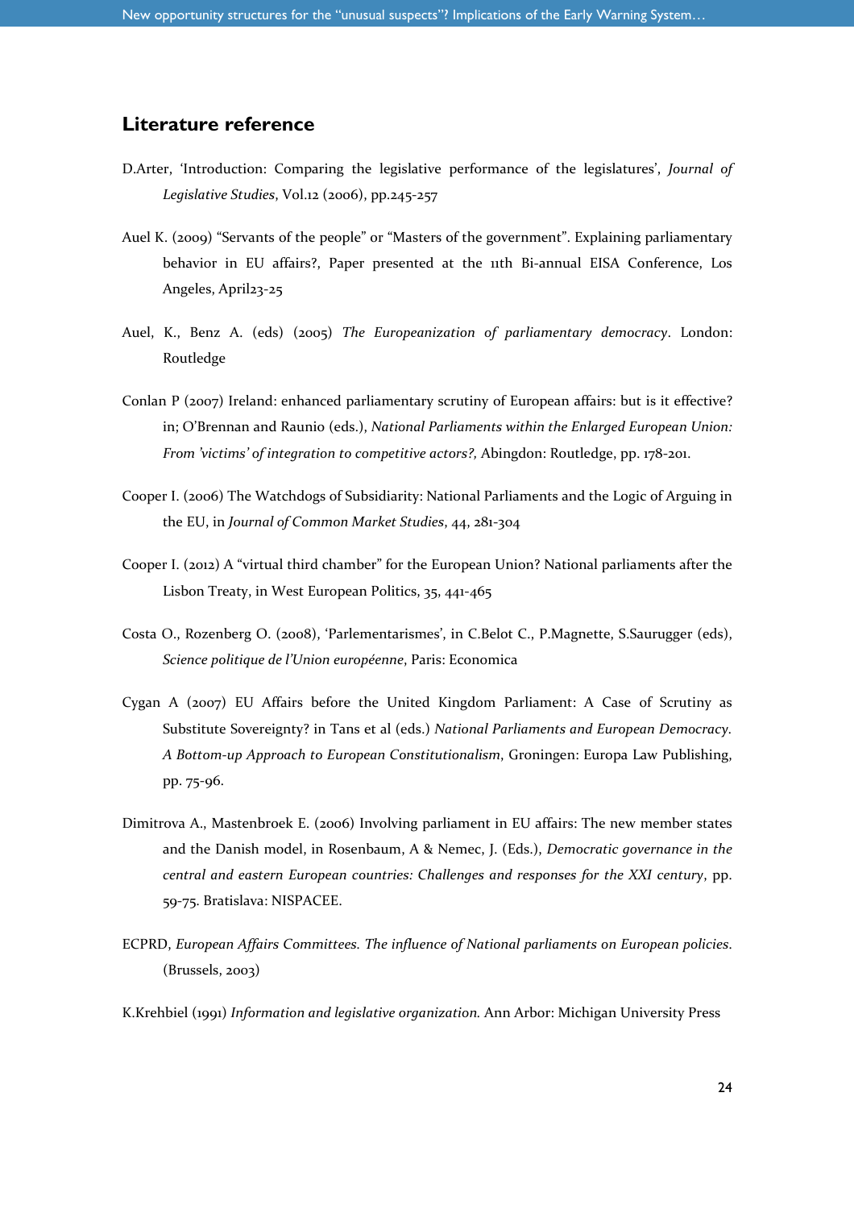## Literature reference

D.Arter, 'Introduction: Comparing the legislative performance of the legislatures', *Journal of Legislative Studies*, Vol.12 (2006), pp.245-257

Auel K. (2009) "Servants of the people" or "Masters of the government". Explaining parliamentary behavior in EU affairs?, Paper presented at the 11th Bi-annual EISA Conference, Los Angeles, April23-25

Auel, K., Benz A. (eds) (2005) *The Europeanization of parliamentary democracy*. London: Routledge

Conlan P (2007) Ireland: enhanced parliamentary scrutiny of European affairs: but is it effective? in; O'Brennan and Raunio (eds.), *National Parliaments within the Enlarged European Union: From 'victims' of integration to competitive actors?*, Abingdon: Routledge, pp. 178-201.

Cooper I. (2006) The Watchdogs of Subsidiarity: National Parliaments and the Logic of Arguing in the EU, in *Journal of Common Market Studies*, 44, 281-304

Cooper I. (2012) A "virtual third chamber" for the European Union? National parliaments after the Lisbon Treaty, in West European Politics, 35, 441-465

Costa O., Rozenberg O. (2008), 'Parlementarismes', in C.Belot C., P.Magnette, S.Saurugger (eds), *Science politique de l'Union européenne*, Paris: Economica

Cygan A (2007) EU Affairs before the United Kingdom Parliament: A Case of Scrutiny as Substitute Sovereignty? in Tans et al (eds.) *National Parliaments and European Democracy. A Bottom-up Approach to European Constitutionalism*, Groningen: Europa Law Publishing, pp. 75-96.

Dimitrova A., Mastenbroek E. (2006) Involving parliament in EU affairs: The new member states and the Danish model, in Rosenbaum, A & Nemec, J. (Eds.), *Democratic governance in the central and eastern European countries: Challenges and responses for the XXI century*, pp. 59-75. Bratislava: NISPACEE.

ECPRD, *European Affairs Committees. The influence of National parliaments on European policies*. (Brussels, 2003)

K.Krehbiel (1991) *Information and legislative organization*. Ann Arbor: Michigan University Press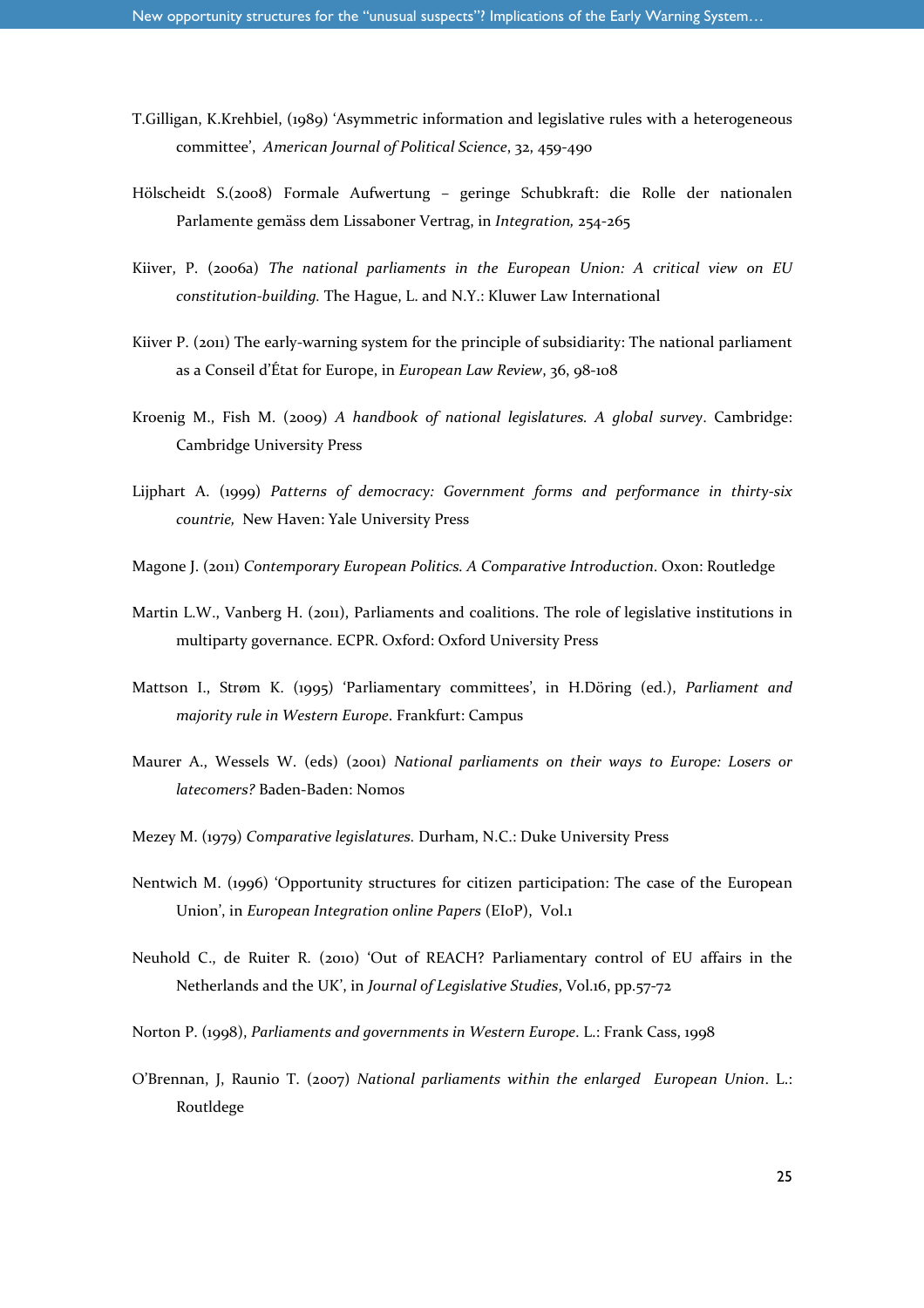T.Gilligan, K.Krehbiel, (1989) 'Asymmetric information and legislative rules with a heterogeneous committee', *American Journal of Political Science*, 32, 459-490

Hölscheidt S.(2008) Formale Aufwertung – geringe Schubkraft: die Rolle der nationalen Parlamente gemäss dem Lissaboner Vertrag, in *Integration,* 254-265

Kiiver, P. (2006a) *The national parliaments in the European Union: A critical view on EU constitution-building.* The Hague, L. and N.Y.: Kluwer Law International

Kiiver P. (2011) The early-warning system for the principle of subsidiarity: The national parliament as a Conseil d'État for Europe, in *European Law Review*, 36, 98-108

Kroenig M., Fish M. (2009) *A handbook of national legislatures. A global survey*. Cambridge: Cambridge University Press

Lijphart A. (1999) *Patterns of democracy: Government forms and performance in thirty-six countrie,* New Haven: Yale University Press

Magone J. (2011) *Contemporary European Politics. A Comparative Introduction*. Oxon: Routledge

Martin L.W., Vanberg H. (2011), Parliaments and coalitions. The role of legislative institutions in multiparty governance. ECPR. Oxford: Oxford University Press

Mattson I., Strøm K. (1995) 'Parliamentary committees', in H.Döring (ed.), *Parliament and majority rule in Western Europe*. Frankfurt: Campus

Maurer A., Wessels W. (eds) (2001) *National parliaments on their ways to Europe: Losers or latecomers?* Baden-Baden: Nomos

Mezey M. (1979) *Comparative legislatures.* Durham, N.C.: Duke University Press

Nentwich M. (1996) 'Opportunity structures for citizen participation: The case of the European Union', in *European Integration online Papers* (EIoP), Vol.1

Neuhold C., de Ruiter R. (2010) 'Out of REACH? Parliamentary control of EU affairs in the Netherlands and the UK', in *Journal of Legislative Studies*, Vol.16, pp.57-72

Norton P. (1998), *Parliaments and governments in Western Europe*. L.: Frank Cass, 1998

O'Brennan, J, Raunio T. (2007) *National parliaments within the enlarged European Union*. L.: Routldege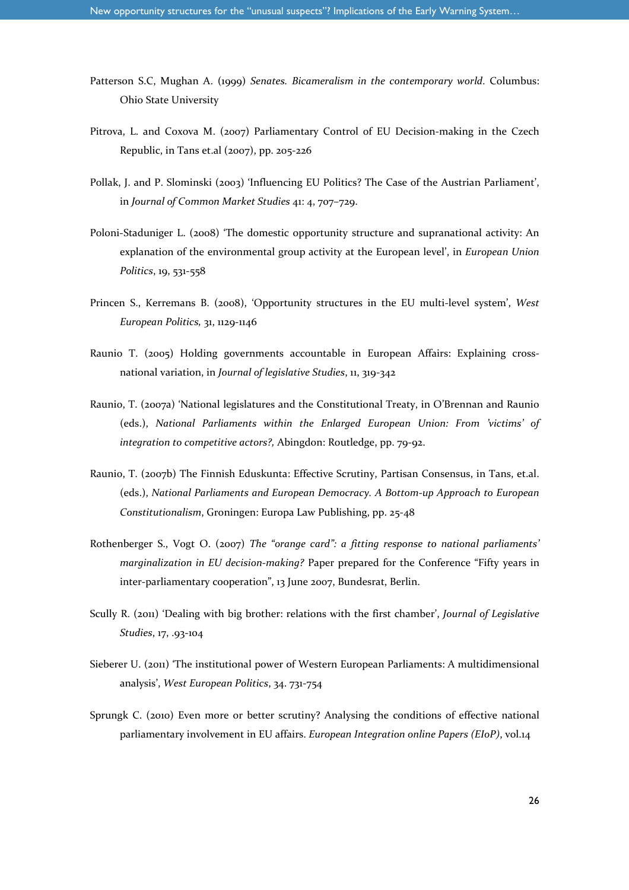Patterson S.C, Mughan A. (1999) *Senates. Bicameralism in the contemporary world*. Columbus: Ohio State University

Pitrova, L. and Coxova M. (2007) Parliamentary Control of EU Decision-making in the Czech Republic, in Tans et.al (2007), pp. 205-226

Pollak, J. and P. Slominski (2003) 'Influencing EU Politics? The Case of the Austrian Parliament', in *Journal of Common Market Studies* 41: 4, 707–729.

Poloni-Staduniger L. (2008) 'The domestic opportunity structure and supranational activity: An explanation of the environmental group activity at the European level', in *European Union Politics*, 19, 531-558

Princen S., Kerremans B. (2008), 'Opportunity structures in the EU multi-level system', *West European Politics,* 31, 1129-1146

Raunio T. (2005) Holding governments accountable in European Affairs: Explaining cross-national variation, in *Journal of legislative Studies*, 11, 319-342

Raunio, T. (2007a) 'National legislatures and the Constitutional Treaty, in O'Brennan and Raunio (eds.), *National Parliaments within the Enlarged European Union: From 'victims' of integration to competitive actors?,* Abingdon: Routledge, pp. 79-92.

Raunio, T. (2007b) The Finnish Eduskunta: Effective Scrutiny, Partisan Consensus, in Tans, et.al. (eds.), *National Parliaments and European Democracy. A Bottom-up Approach to European Constitutionalism*, Groningen: Europa Law Publishing, pp. 25-48

Rothenberger S., Vogt O. (2007) *The "orange card": a fitting response to national parliaments' marginalization in EU decision-making?* Paper prepared for the Conference "Fifty years in inter-parliamentary cooperation", 13 June 2007, Bundesrat, Berlin.

Scully R. (2011) 'Dealing with big brother: relations with the first chamber', *Journal of Legislative Studies*, 17, .93-104

Sieberer U. (2011) 'The institutional power of Western European Parliaments: A multidimensional analysis', *West European Politics*, 34. 731-754

Sprungk C. (2010) Even more or better scrutiny? Analysing the conditions of effective national parliamentary involvement in EU affairs. *European Integration online Papers (EIoP)*, vol.14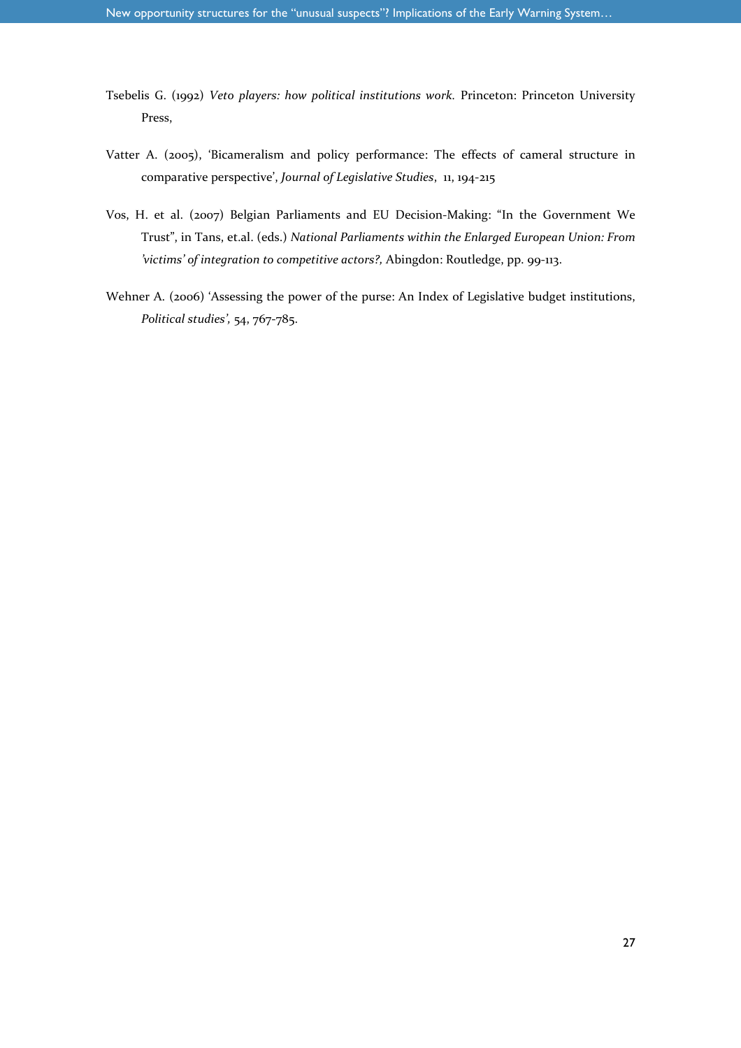Tsebelis G. (1992) *Veto players: how political institutions work.* Princeton: Princeton University Press,

Vatter A. (2005), 'Bicameralism and policy performance: The effects of cameral structure in comparative perspective', *Journal of Legislative Studies*, 11, 194-215

Vos, H. et al. (2007) Belgian Parliaments and EU Decision-Making: "In the Government We Trust", in Tans, et.al. (eds.) *National Parliaments within the Enlarged European Union: From 'victims' of integration to competitive actors?,* Abingdon: Routledge, pp. 99-113.

Wehner A. (2006) 'Assessing the power of the purse: An Index of Legislative budget institutions, *Political studies',* 54, 767-785.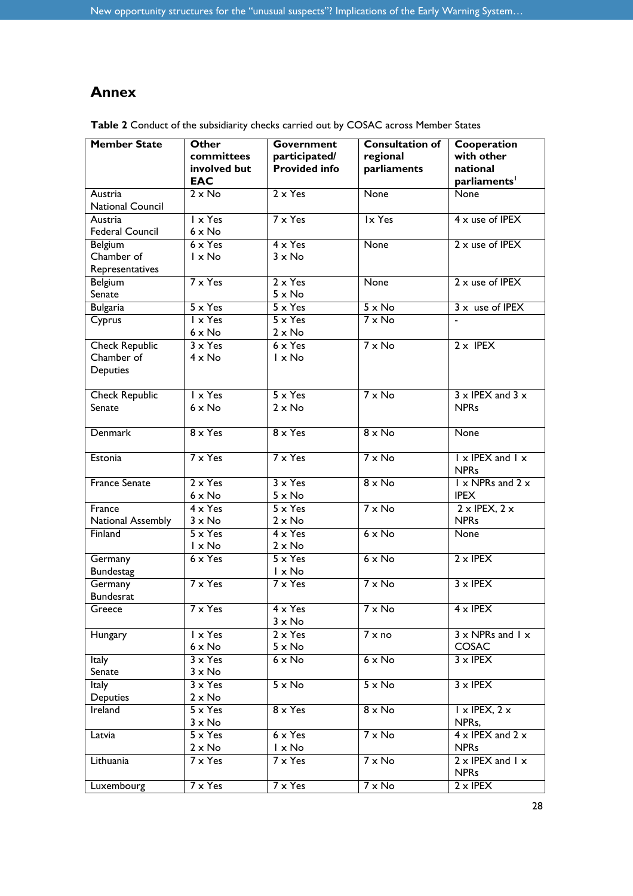# Annex

**Table 2** Conduct of the subsidiarity checks carried out by COSAC across Member States

| Member State | Other committees involved but EAC | Government participated/ Provided info | Consultation of regional parliaments | Cooperation with other national parliaments[1] |
|---|---|---|---|---|
| Austria National Council | 2 x No | 2 x Yes | None | None |
| Austria Federal Council | 1 x Yes<br>6 x No | 7 x Yes | 1x Yes | 4 x use of IPEX |
| Belgium Chamber of Representatives | 6 x Yes<br>1 x No | 4 x Yes<br>3 x No | None | 2 x use of IPEX |
| Belgium Senate | 7 x Yes | 2 x Yes<br>5 x No | None | 2 x use of IPEX |
| Bulgaria | 5 x Yes | 5 x Yes | 5 x No | 3 x use of IPEX |
| Cyprus | 1 x Yes<br>6 x No | 5 x Yes<br>2 x No | 7 x No | - |
| Check Republic Chamber of Deputies | 3 x Yes<br>4 x No | 6 x Yes<br>1 x No | 7 x No | 2 x IPEX |
| Check Republic Senate | 1 x Yes<br>6 x No | 5 x Yes<br>2 x No | 7 x No | 3 x IPEX and 3 x NPRs |
| Denmark | 8 x Yes | 8 x Yes | 8 x No | None |
| Estonia | 7 x Yes | 7 x Yes | 7 x No | 1 x IPEX and 1 x NPRs |
| France Senate | 2 x Yes<br>6 x No | 3 x Yes<br>5 x No | 8 x No | 1 x NPRs and 2 x IPEX |
| France National Assembly | 4 x Yes<br>3 x No | 5 x Yes<br>2 x No | 7 x No | 2 x IPEX, 2 x NPRs |
| Finland | 5 x Yes<br>1 x No | 4 x Yes<br>2 x No | 6 x No | None |
| Germany Bundestag | 6 x Yes | 5 x Yes<br>1 x No | 6 x No | 2 x IPEX |
| Germany Bundesrat | 7 x Yes | 7 x Yes | 7 x No | 3 x IPEX |
| Greece | 7 x Yes | 4 x Yes<br>3 x No | 7 x No | 4 x IPEX |
| Hungary | 1 x Yes<br>6 x No | 2 x Yes<br>5 x No | 7 x no | 3 x NPRs and 1 x COSAC |
| Italy Senate | 3 x Yes<br>3 x No | 6 x No | 6 x No | 3 x IPEX |
| Italy Deputies | 3 x Yes<br>2 x No | 5 x No | 5 x No | 3 x IPEX |
| Ireland | 5 x Yes<br>3 x No | 8 x Yes | 8 x No | 1 x IPEX, 2 x NPRs, |
| Latvia | 5 x Yes<br>2 x No | 6 x Yes<br>1 x No | 7 x No | 4 x IPEX and 2 x NPRs |
| Lithuania | 7 x Yes | 7 x Yes | 7 x No | 2 x IPEX and 1 x NPRs |
| Luxembourg | 7 x Yes | 7 x Yes | 7 x No | 2 x IPEX |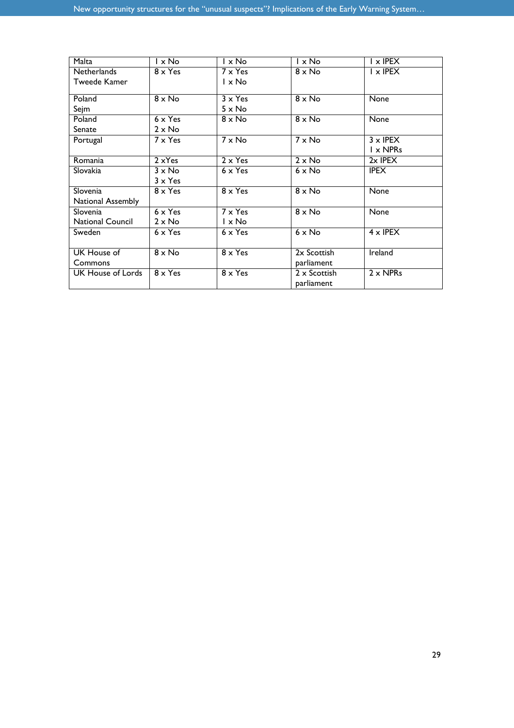| Malta | 1 x No | 1 x No | 1 x No | 1 x IPEX |
|---|---|---|---|---|
| Netherlands Tweede Kamer | 8 x Yes | 7 x Yes<br>1 x No | 8 x No | 1 x IPEX |
| Poland Sejm | 8 x No | 3 x Yes<br>5 x No | 8 x No | None |
| Poland Senate | 6 x Yes<br>2 x No | 8 x No | 8 x No | None |
| Portugal | 7 x Yes | 7 x No | 7 x No | 3 x IPEX<br>1 x NPRs |
| Romania | 2 xYes | 2 x Yes | 2 x No | 2x IPEX |
| Slovakia | 3 x No<br>3 x Yes | 6 x Yes | 6 x No | IPEX |
| Slovenia National Assembly | 8 x Yes | 8 x Yes | 8 x No | None |
| Slovenia National Council | 6 x Yes<br>2 x No | 7 x Yes<br>1 x No | 8 x No | None |
| Sweden | 6 x Yes | 6 x Yes | 6 x No | 4 x IPEX |
| UK House of Commons | 8 x No | 8 x Yes | 2x Scottish parliament | Ireland |
| UK House of Lords | 8 x Yes | 8 x Yes | 2 x Scottish parliament | 2 x NPRs |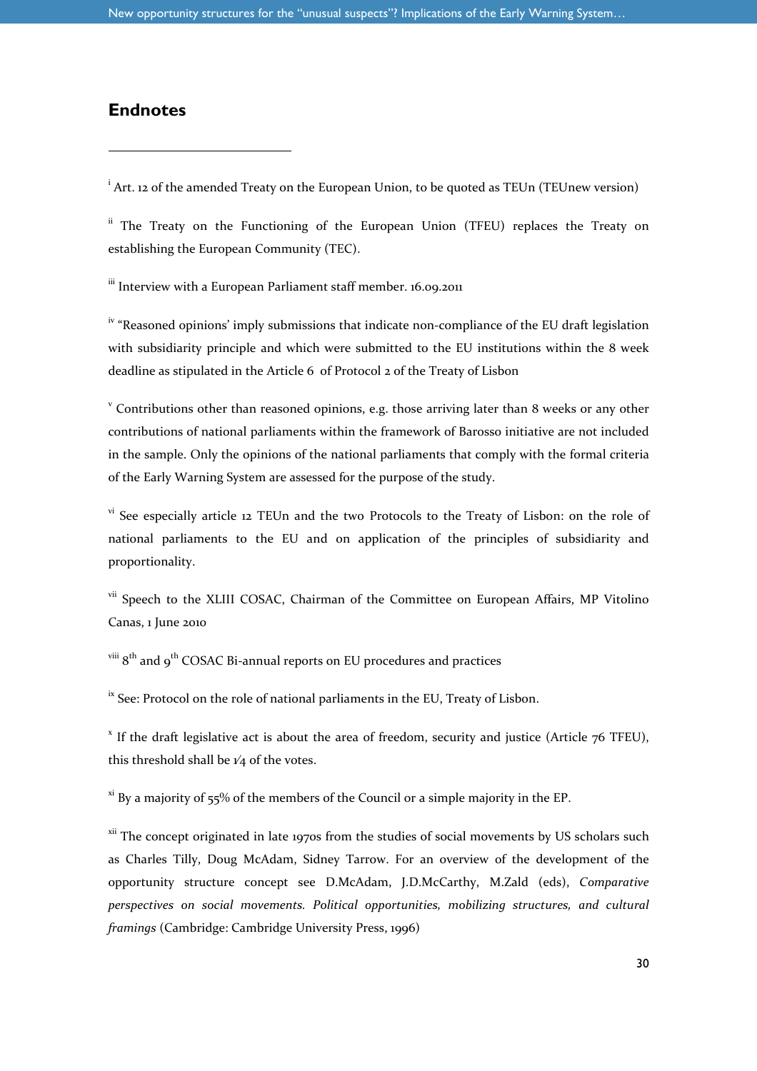## Endnotes

---

[i] Art. 12 of the amended Treaty on the European Union, to be quoted as TEUn (TEUnew version)

[ii] The Treaty on the Functioning of the European Union (TFEU) replaces the Treaty on establishing the European Community (TEC).

[iii] Interview with a European Parliament staff member. 16.09.2011

[iv] "Reasoned opinions' imply submissions that indicate non-compliance of the EU draft legislation with subsidiarity principle and which were submitted to the EU institutions within the 8 week deadline as stipulated in the Article 6 of Protocol 2 of the Treaty of Lisbon

[v] Contributions other than reasoned opinions, e.g. those arriving later than 8 weeks or any other contributions of national parliaments within the framework of Barosso initiative are not included in the sample. Only the opinions of the national parliaments that comply with the formal criteria of the Early Warning System are assessed for the purpose of the study.

[vi] See especially article 12 TEUn and the two Protocols to the Treaty of Lisbon: on the role of national parliaments to the EU and on application of the principles of subsidiarity and proportionality.

[vii] Speech to the XLIII COSAC, Chairman of the Committee on European Affairs, MP Vitolino Canas, 1 June 2010

[viii] 8th and 9th COSAC Bi-annual reports on EU procedures and practices

[ix] See: Protocol on the role of national parliaments in the EU, Treaty of Lisbon.

[x] If the draft legislative act is about the area of freedom, security and justice (Article 76 TFEU), this threshold shall be 1/4 of the votes.

[xi] By a majority of 55% of the members of the Council or a simple majority in the EP.

[xii] The concept originated in late 1970s from the studies of social movements by US scholars such as Charles Tilly, Doug McAdam, Sidney Tarrow. For an overview of the development of the opportunity structure concept see D.McAdam, J.D.McCarthy, M.Zald (eds), *Comparative perspectives on social movements. Political opportunities, mobilizing structures, and cultural framings* (Cambridge: Cambridge University Press, 1996)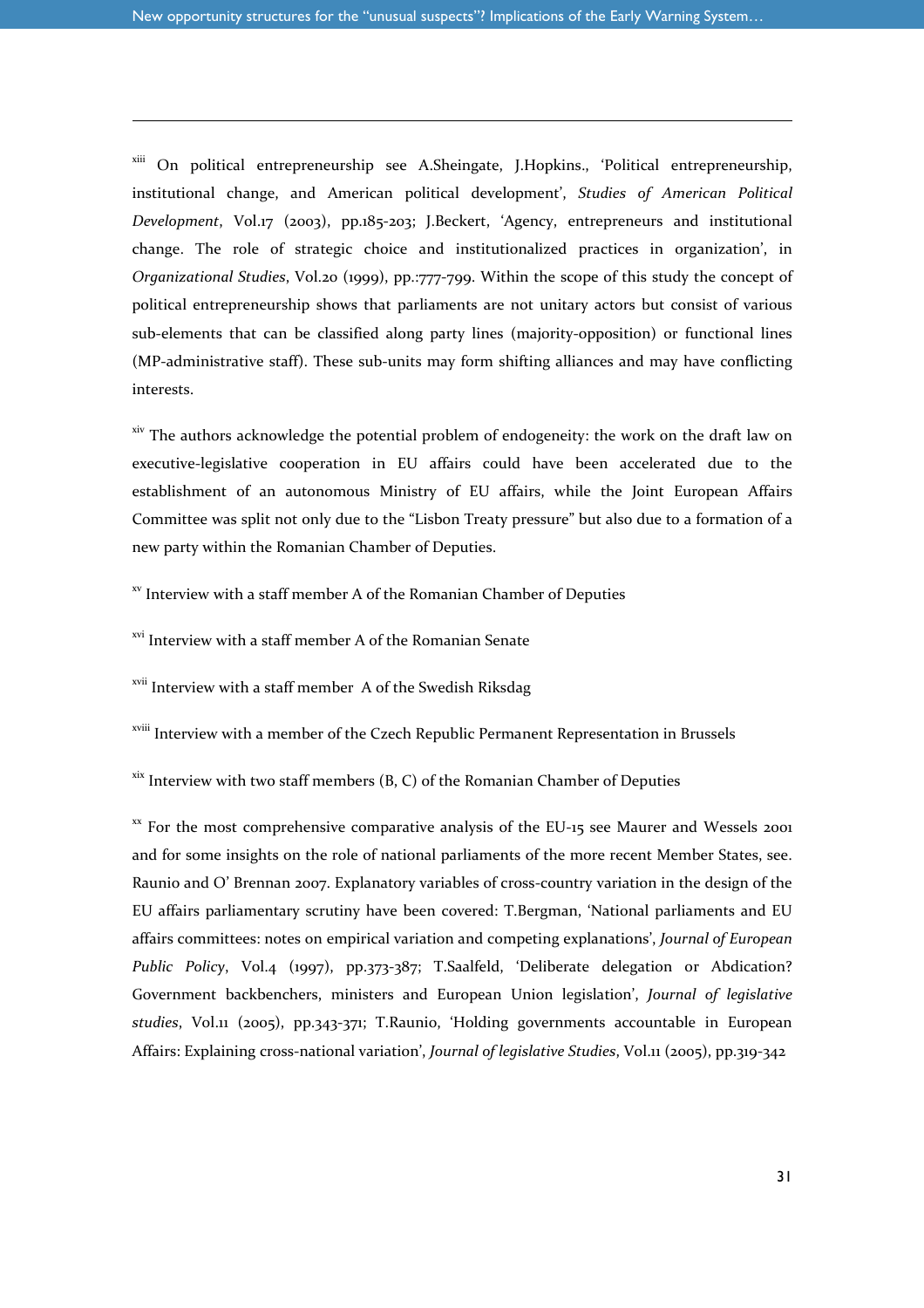[xiii] On political entrepreneurship see A.Sheingate, J.Hopkins., 'Political entrepreneurship, institutional change, and American political development', *Studies of American Political Development*, Vol.17 (2003), pp.185-203; J.Beckert, 'Agency, entrepreneurs and institutional change. The role of strategic choice and institutionalized practices in organization', in *Organizational Studies*, Vol.20 (1999), pp.:777-799. Within the scope of this study the concept of political entrepreneurship shows that parliaments are not unitary actors but consist of various sub-elements that can be classified along party lines (majority-opposition) or functional lines (MP-administrative staff). These sub-units may form shifting alliances and may have conflicting interests.

[xiv] The authors acknowledge the potential problem of endogeneity: the work on the draft law on executive-legislative cooperation in EU affairs could have been accelerated due to the establishment of an autonomous Ministry of EU affairs, while the Joint European Affairs Committee was split not only due to the "Lisbon Treaty pressure" but also due to a formation of a new party within the Romanian Chamber of Deputies.

[xv] Interview with a staff member A of the Romanian Chamber of Deputies

[xvi] Interview with a staff member A of the Romanian Senate

[xvii] Interview with a staff member A of the Swedish Riksdag

[xviii] Interview with a member of the Czech Republic Permanent Representation in Brussels

[xix] Interview with two staff members (B, C) of the Romanian Chamber of Deputies

[xx] For the most comprehensive comparative analysis of the EU-15 see Maurer and Wessels 2001 and for some insights on the role of national parliaments of the more recent Member States, see. Raunio and O' Brennan 2007. Explanatory variables of cross-country variation in the design of the EU affairs parliamentary scrutiny have been covered: T.Bergman, 'National parliaments and EU affairs committees: notes on empirical variation and competing explanations', *Journal of European Public Policy*, Vol.4 (1997), pp.373-387; T.Saalfeld, 'Deliberate delegation or Abdication? Government backbenchers, ministers and European Union legislation', *Journal of legislative studies*, Vol.11 (2005), pp.343-371; T.Raunio, 'Holding governments accountable in European Affairs: Explaining cross-national variation', *Journal of legislative Studies*, Vol.11 (2005), pp.319-342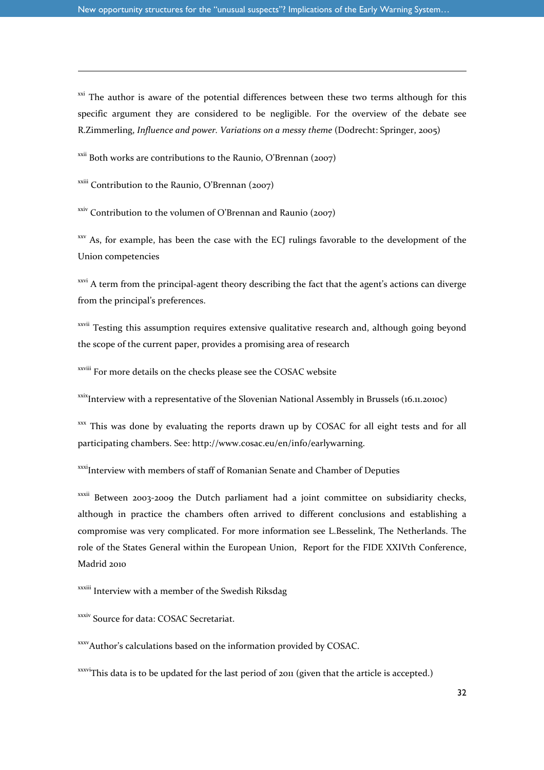[xxi] The author is aware of the potential differences between these two terms although for this specific argument they are considered to be negligible. For the overview of the debate see R.Zimmerling, *Influence and power. Variations on a messy theme* (Dodrecht: Springer, 2005)

[xxii] Both works are contributions to the Raunio, O'Brennan (2007)

[xxiii] Contribution to the Raunio, O'Brennan (2007)

[xxiv] Contribution to the volumen of O'Brennan and Raunio (2007)

[xxv] As, for example, has been the case with the ECJ rulings favorable to the development of the Union competencies

[xxvi] A term from the principal-agent theory describing the fact that the agent's actions can diverge from the principal's preferences.

[xxvii] Testing this assumption requires extensive qualitative research and, although going beyond the scope of the current paper, provides a promising area of research

[xxviii] For more details on the checks please see the COSAC website

[xxix]Interview with a representative of the Slovenian National Assembly in Brussels (16.11.2010c)

[xxx] This was done by evaluating the reports drawn up by COSAC for all eight tests and for all participating chambers. See: http://www.cosac.eu/en/info/earlywarning.

[xxxi]Interview with members of staff of Romanian Senate and Chamber of Deputies

[xxxii] Between 2003-2009 the Dutch parliament had a joint committee on subsidiarity checks, although in practice the chambers often arrived to different conclusions and establishing a compromise was very complicated. For more information see L.Besselink, The Netherlands. The role of the States General within the European Union, Report for the FIDE XXIVth Conference, Madrid 2010

[xxxiii] Interview with a member of the Swedish Riksdag

[xxxiv] Source for data: COSAC Secretariat.

[xxxv]Author's calculations based on the information provided by COSAC.

[xxxvi]This data is to be updated for the last period of 2011 (given that the article is accepted.)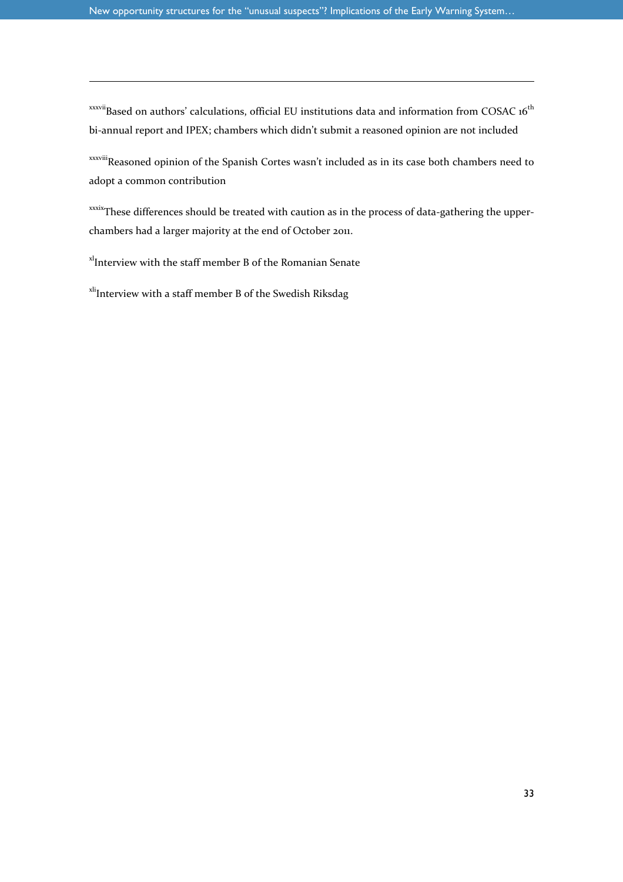[xxxvii]Based on authors' calculations, official EU institutions data and information from COSAC 16th bi-annual report and IPEX; chambers which didn't submit a reasoned opinion are not included

[xxxviii]Reasoned opinion of the Spanish Cortes wasn't included as in its case both chambers need to adopt a common contribution

[xxxix]These differences should be treated with caution as in the process of data-gathering the upper-chambers had a larger majority at the end of October 2011.

[xl]Interview with the staff member B of the Romanian Senate

[xli]Interview with a staff member B of the Swedish Riksdag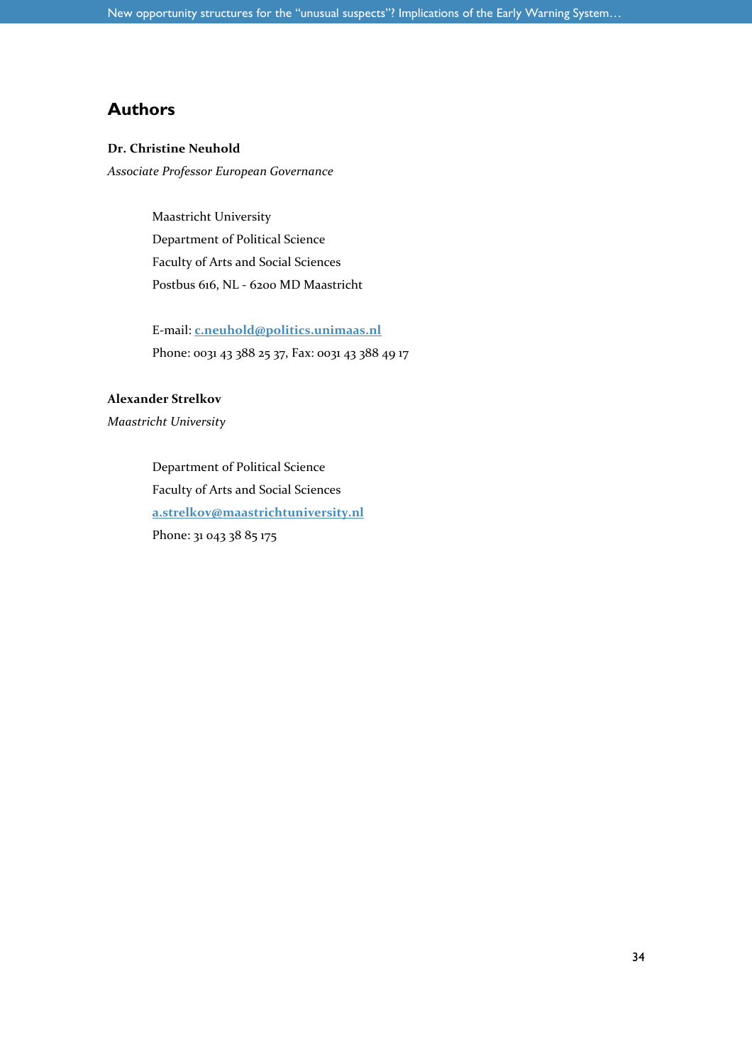## Authors

**Dr. Christine Neuhold**

*Associate Professor European Governance*

Maastricht University
Department of Political Science
Faculty of Arts and Social Sciences
Postbus 616, NL - 6200 MD Maastricht

E-mail: c.neuhold@politics.unimaas.nl
Phone: 0031 43 388 25 37, Fax: 0031 43 388 49 17

**Alexander Strelkov**

*Maastricht University*

Department of Political Science
Faculty of Arts and Social Sciences
a.strelkov@maastrichtuniversity.nl
Phone: 31 043 38 85 175